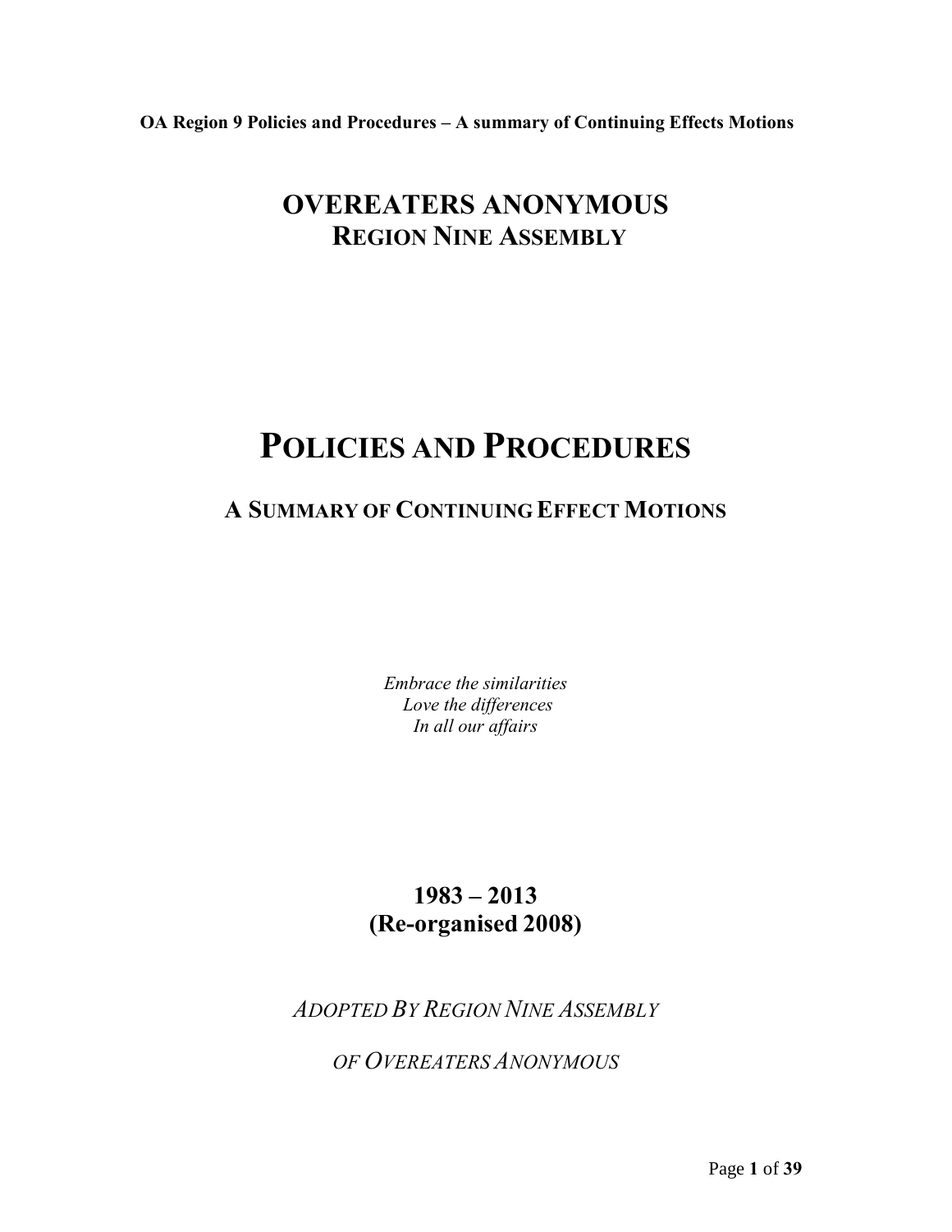# OVEREATERS ANONYMOUS
## REGION NINE ASSEMBLY

# POLICIES AND PROCEDURES

## A SUMMARY OF CONTINUING EFFECT MOTIONS

*Embrace the similarities*
*Love the differences*
*In all our affairs*

**1983 – 2013**
**(Re-organised 2008)**

*ADOPTED BY REGION NINE ASSEMBLY*

*OF OVEREATERS ANONYMOUS*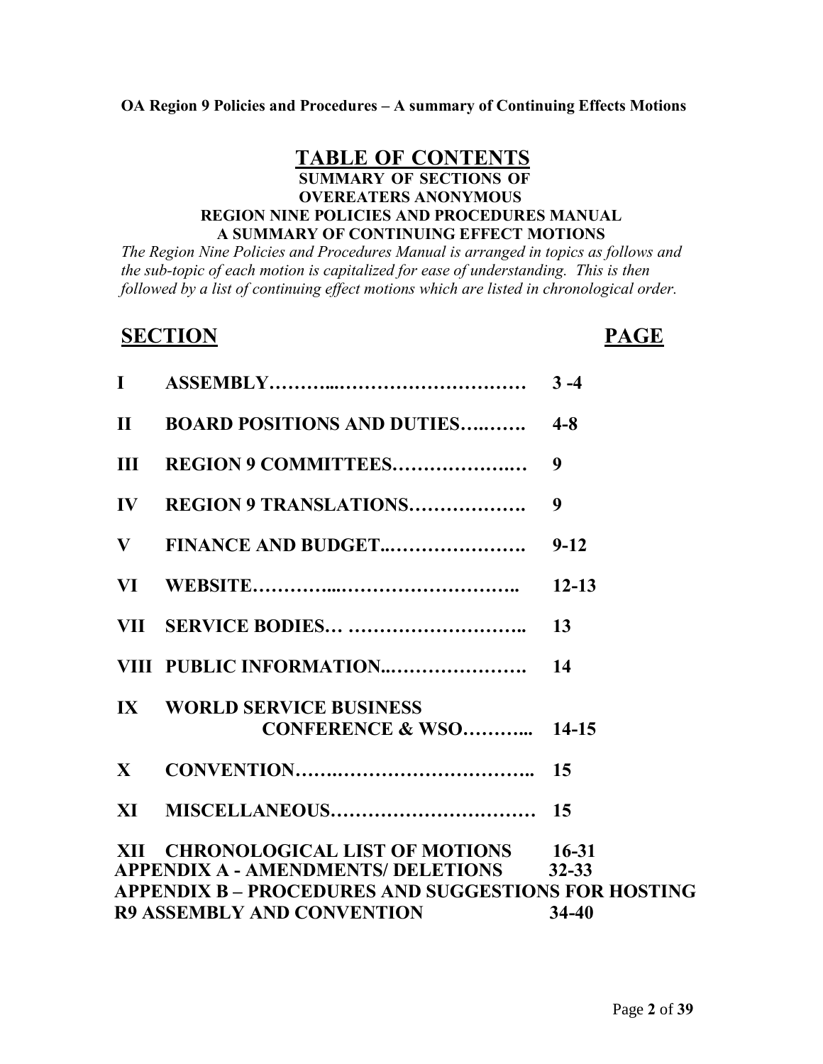**OA Region 9 Policies and Procedures – A summary of Continuing Effects Motions**

# TABLE OF CONTENTS

**SUMMARY OF SECTIONS OF**
**OVEREATERS ANONYMOUS**
**REGION NINE POLICIES AND PROCEDURES MANUAL**
**A SUMMARY OF CONTINUING EFFECT MOTIONS**

*The Region Nine Policies and Procedures Manual is arranged in topics as follows and the sub-topic of each motion is capitalized for ease of understanding. This is then followed by a list of continuing effect motions which are listed in chronological order.*

| SECTION | | PAGE |
|---|---|---|
| I | ASSEMBLY | 3 -4 |
| II | BOARD POSITIONS AND DUTIES | 4-8 |
| III | REGION 9 COMMITTEES | 9 |
| IV | REGION 9 TRANSLATIONS | 9 |
| V | FINANCE AND BUDGET | 9-12 |
| VI | WEBSITE | 12-13 |
| VII | SERVICE BODIES | 13 |
| VIII | PUBLIC INFORMATION | 14 |
| IX | WORLD SERVICE BUSINESS CONFERENCE & WSO | 14-15 |
| X | CONVENTION | 15 |
| XI | MISCELLANEOUS | 15 |
| XII | CHRONOLOGICAL LIST OF MOTIONS | 16-31 |
| | APPENDIX A - AMENDMENTS/ DELETIONS | 32-33 |
| | APPENDIX B – PROCEDURES AND SUGGESTIONS FOR HOSTING R9 ASSEMBLY AND CONVENTION | 34-40 |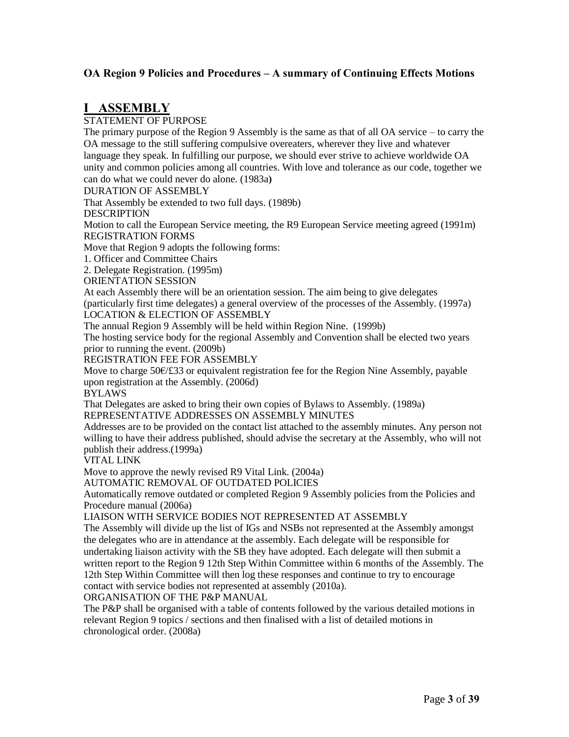## OA Region 9 Policies and Procedures – A summary of Continuing Effects Motions

# I ASSEMBLY

STATEMENT OF PURPOSE

The primary purpose of the Region 9 Assembly is the same as that of all OA service – to carry the OA message to the still suffering compulsive overeaters, wherever they live and whatever language they speak. In fulfilling our purpose, we should ever strive to achieve worldwide OA unity and common policies among all countries. With love and tolerance as our code, together we can do what we could never do alone. (1983a**)**

DURATION OF ASSEMBLY

That Assembly be extended to two full days. (1989b)

DESCRIPTION

Motion to call the European Service meeting, the R9 European Service meeting agreed (1991m)

REGISTRATION FORMS

Move that Region 9 adopts the following forms:

1. Officer and Committee Chairs
2. Delegate Registration. (1995m)

ORIENTATION SESSION

At each Assembly there will be an orientation session. The aim being to give delegates (particularly first time delegates) a general overview of the processes of the Assembly. (1997a)

LOCATION & ELECTION OF ASSEMBLY

The annual Region 9 Assembly will be held within Region Nine. (1999b)

The hosting service body for the regional Assembly and Convention shall be elected two years prior to running the event. (2009b)

REGISTRATION FEE FOR ASSEMBLY

Move to charge 50€/£33 or equivalent registration fee for the Region Nine Assembly, payable upon registration at the Assembly. (2006d)

BYLAWS

That Delegates are asked to bring their own copies of Bylaws to Assembly. (1989a)

REPRESENTATIVE ADDRESSES ON ASSEMBLY MINUTES

Addresses are to be provided on the contact list attached to the assembly minutes. Any person not willing to have their address published, should advise the secretary at the Assembly, who will not publish their address.(1999a)

VITAL LINK

Move to approve the newly revised R9 Vital Link. (2004a)

AUTOMATIC REMOVAL OF OUTDATED POLICIES

Automatically remove outdated or completed Region 9 Assembly policies from the Policies and Procedure manual (2006a)

LIAISON WITH SERVICE BODIES NOT REPRESENTED AT ASSEMBLY

The Assembly will divide up the list of IGs and NSBs not represented at the Assembly amongst the delegates who are in attendance at the assembly. Each delegate will be responsible for undertaking liaison activity with the SB they have adopted. Each delegate will then submit a written report to the Region 9 12th Step Within Committee within 6 months of the Assembly. The 12th Step Within Committee will then log these responses and continue to try to encourage contact with service bodies not represented at assembly (2010a).

ORGANISATION OF THE P&P MANUAL

The P&P shall be organised with a table of contents followed by the various detailed motions in relevant Region 9 topics / sections and then finalised with a list of detailed motions in chronological order. (2008a)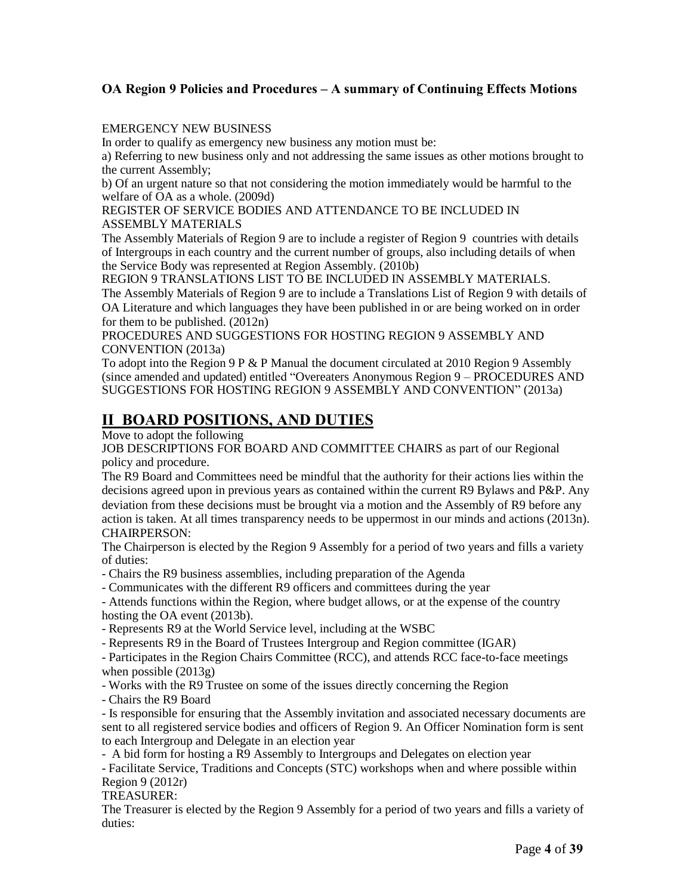**OA Region 9 Policies and Procedures – A summary of Continuing Effects Motions**

EMERGENCY NEW BUSINESS

In order to qualify as emergency new business any motion must be:

a) Referring to new business only and not addressing the same issues as other motions brought to the current Assembly;

b) Of an urgent nature so that not considering the motion immediately would be harmful to the welfare of OA as a whole. (2009d)

REGISTER OF SERVICE BODIES AND ATTENDANCE TO BE INCLUDED IN ASSEMBLY MATERIALS

The Assembly Materials of Region 9 are to include a register of Region 9 countries with details of Intergroups in each country and the current number of groups, also including details of when the Service Body was represented at Region Assembly. (2010b)

REGION 9 TRANSLATIONS LIST TO BE INCLUDED IN ASSEMBLY MATERIALS.

The Assembly Materials of Region 9 are to include a Translations List of Region 9 with details of OA Literature and which languages they have been published in or are being worked on in order for them to be published. (2012n)

PROCEDURES AND SUGGESTIONS FOR HOSTING REGION 9 ASSEMBLY AND CONVENTION (2013a)

To adopt into the Region 9 P & P Manual the document circulated at 2010 Region 9 Assembly (since amended and updated) entitled "Overeaters Anonymous Region 9 – PROCEDURES AND SUGGESTIONS FOR HOSTING REGION 9 ASSEMBLY AND CONVENTION" (2013a)

## II BOARD POSITIONS, AND DUTIES

Move to adopt the following

JOB DESCRIPTIONS FOR BOARD AND COMMITTEE CHAIRS as part of our Regional policy and procedure.

The R9 Board and Committees need be mindful that the authority for their actions lies within the decisions agreed upon in previous years as contained within the current R9 Bylaws and P&P. Any deviation from these decisions must be brought via a motion and the Assembly of R9 before any action is taken. At all times transparency needs to be uppermost in our minds and actions (2013n).

CHAIRPERSON:

The Chairperson is elected by the Region 9 Assembly for a period of two years and fills a variety of duties:

- Chairs the R9 business assemblies, including preparation of the Agenda
- Communicates with the different R9 officers and committees during the year
- Attends functions within the Region, where budget allows, or at the expense of the country hosting the OA event (2013b).
- Represents R9 at the World Service level, including at the WSBC
- Represents R9 in the Board of Trustees Intergroup and Region committee (IGAR)
- Participates in the Region Chairs Committee (RCC), and attends RCC face-to-face meetings when possible (2013g)
- Works with the R9 Trustee on some of the issues directly concerning the Region
- Chairs the R9 Board
- Is responsible for ensuring that the Assembly invitation and associated necessary documents are sent to all registered service bodies and officers of Region 9. An Officer Nomination form is sent to each Intergroup and Delegate in an election year
- A bid form for hosting a R9 Assembly to Intergroups and Delegates on election year
- Facilitate Service, Traditions and Concepts (STC) workshops when and where possible within Region 9 (2012r)

TREASURER:

The Treasurer is elected by the Region 9 Assembly for a period of two years and fills a variety of duties: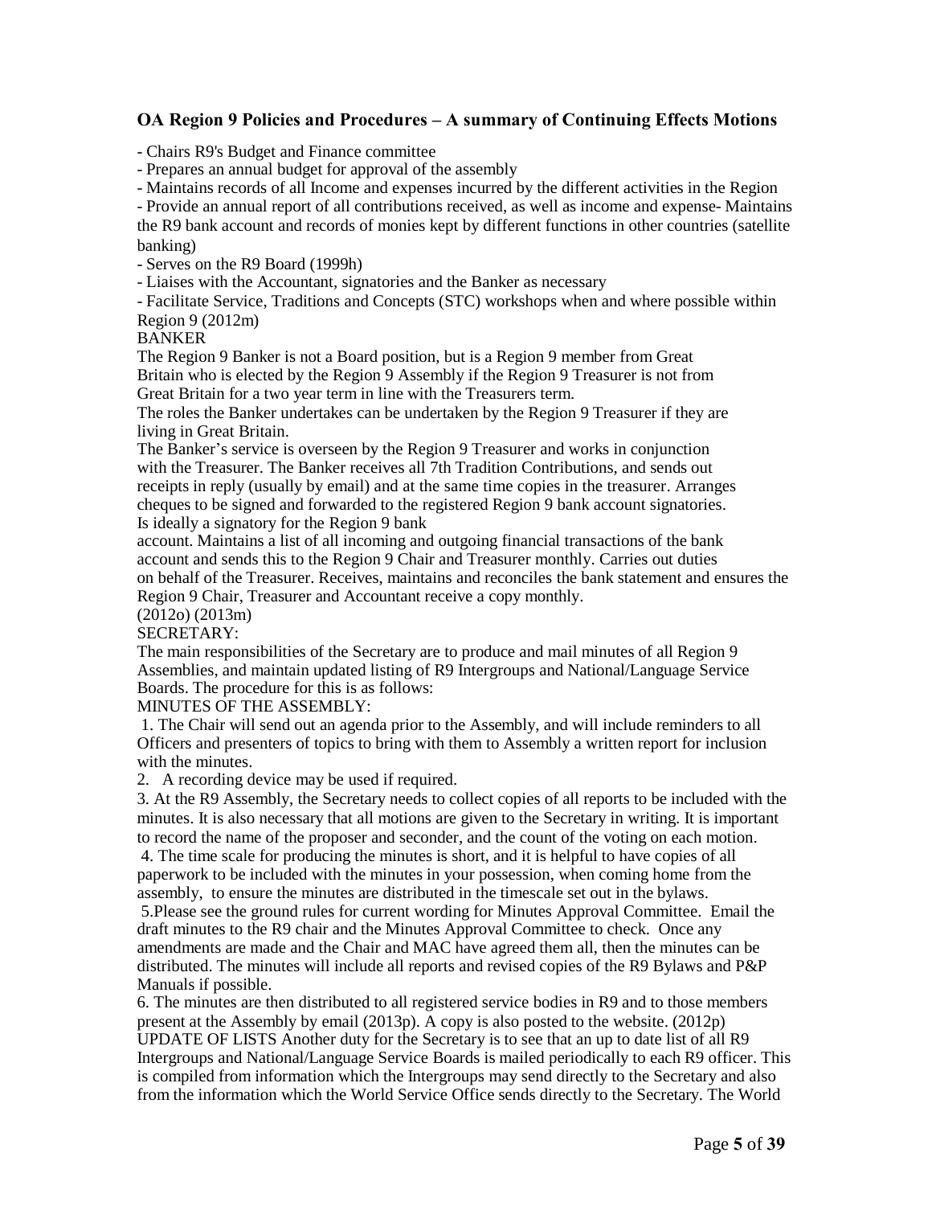## OA Region 9 Policies and Procedures – A summary of Continuing Effects Motions

- Chairs R9's Budget and Finance committee
- Prepares an annual budget for approval of the assembly
- Maintains records of all Income and expenses incurred by the different activities in the Region
- Provide an annual report of all contributions received, as well as income and expense- Maintains the R9 bank account and records of monies kept by different functions in other countries (satellite banking)
- Serves on the R9 Board (1999h)
- Liaises with the Accountant, signatories and the Banker as necessary
- Facilitate Service, Traditions and Concepts (STC) workshops when and where possible within Region 9 (2012m)

BANKER

The Region 9 Banker is not a Board position, but is a Region 9 member from Great Britain who is elected by the Region 9 Assembly if the Region 9 Treasurer is not from Great Britain for a two year term in line with the Treasurers term.

The roles the Banker undertakes can be undertaken by the Region 9 Treasurer if they are living in Great Britain.

The Banker's service is overseen by the Region 9 Treasurer and works in conjunction with the Treasurer. The Banker receives all 7th Tradition Contributions, and sends out receipts in reply (usually by email) and at the same time copies in the treasurer. Arranges cheques to be signed and forwarded to the registered Region 9 bank account signatories. Is ideally a signatory for the Region 9 bank account. Maintains a list of all incoming and outgoing financial transactions of the bank account and sends this to the Region 9 Chair and Treasurer monthly. Carries out duties on behalf of the Treasurer. Receives, maintains and reconciles the bank statement and ensures the Region 9 Chair, Treasurer and Accountant receive a copy monthly.

(2012o) (2013m)

SECRETARY:

The main responsibilities of the Secretary are to produce and mail minutes of all Region 9 Assemblies, and maintain updated listing of R9 Intergroups and National/Language Service Boards. The procedure for this is as follows:

MINUTES OF THE ASSEMBLY:

1. The Chair will send out an agenda prior to the Assembly, and will include reminders to all Officers and presenters of topics to bring with them to Assembly a written report for inclusion with the minutes.
2. A recording device may be used if required.
3. At the R9 Assembly, the Secretary needs to collect copies of all reports to be included with the minutes. It is also necessary that all motions are given to the Secretary in writing. It is important to record the name of the proposer and seconder, and the count of the voting on each motion.
4. The time scale for producing the minutes is short, and it is helpful to have copies of all paperwork to be included with the minutes in your possession, when coming home from the assembly, to ensure the minutes are distributed in the timescale set out in the bylaws.
5. Please see the ground rules for current wording for Minutes Approval Committee. Email the draft minutes to the R9 chair and the Minutes Approval Committee to check. Once any amendments are made and the Chair and MAC have agreed them all, then the minutes can be distributed. The minutes will include all reports and revised copies of the R9 Bylaws and P&P Manuals if possible.
6. The minutes are then distributed to all registered service bodies in R9 and to those members present at the Assembly by email (2013p). A copy is also posted to the website. (2012p)

UPDATE OF LISTS Another duty for the Secretary is to see that an up to date list of all R9 Intergroups and National/Language Service Boards is mailed periodically to each R9 officer. This is compiled from information which the Intergroups may send directly to the Secretary and also from the information which the World Service Office sends directly to the Secretary. The World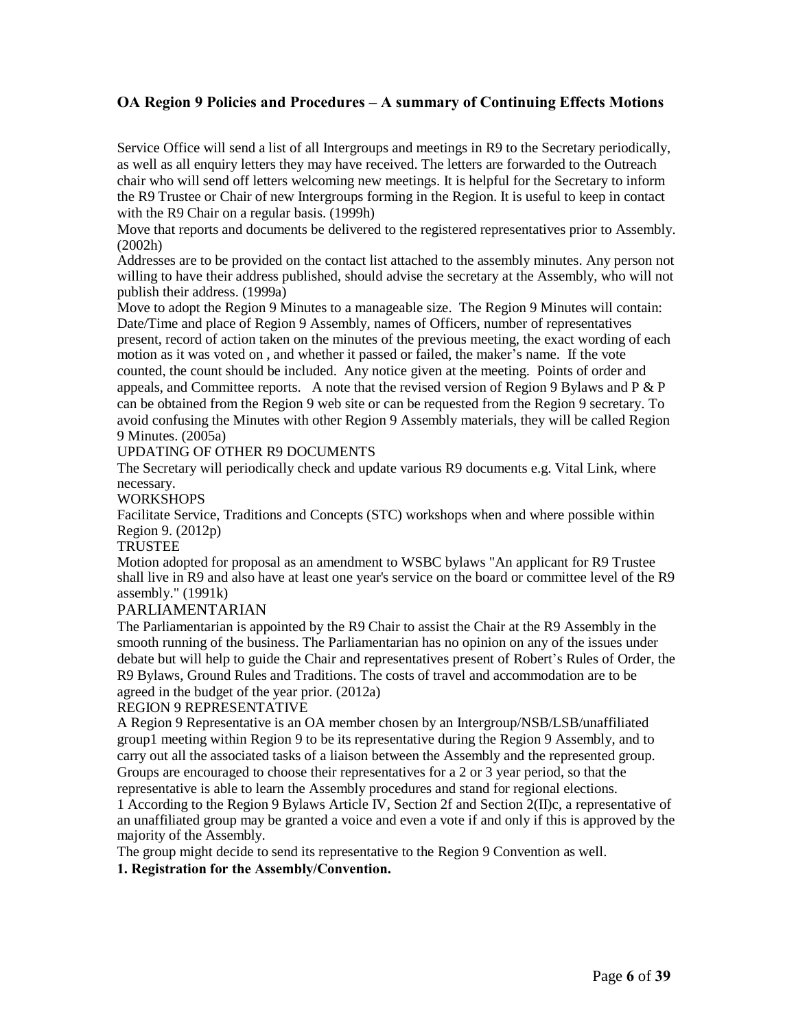## OA Region 9 Policies and Procedures – A summary of Continuing Effects Motions

Service Office will send a list of all Intergroups and meetings in R9 to the Secretary periodically, as well as all enquiry letters they may have received. The letters are forwarded to the Outreach chair who will send off letters welcoming new meetings. It is helpful for the Secretary to inform the R9 Trustee or Chair of new Intergroups forming in the Region. It is useful to keep in contact with the R9 Chair on a regular basis. (1999h)

Move that reports and documents be delivered to the registered representatives prior to Assembly. (2002h)

Addresses are to be provided on the contact list attached to the assembly minutes. Any person not willing to have their address published, should advise the secretary at the Assembly, who will not publish their address. (1999a)

Move to adopt the Region 9 Minutes to a manageable size. The Region 9 Minutes will contain: Date/Time and place of Region 9 Assembly, names of Officers, number of representatives present, record of action taken on the minutes of the previous meeting, the exact wording of each motion as it was voted on , and whether it passed or failed, the maker's name. If the vote counted, the count should be included. Any notice given at the meeting. Points of order and appeals, and Committee reports. A note that the revised version of Region 9 Bylaws and P & P can be obtained from the Region 9 web site or can be requested from the Region 9 secretary. To avoid confusing the Minutes with other Region 9 Assembly materials, they will be called Region 9 Minutes. (2005a)

UPDATING OF OTHER R9 DOCUMENTS

The Secretary will periodically check and update various R9 documents e.g. Vital Link, where necessary.

WORKSHOPS

Facilitate Service, Traditions and Concepts (STC) workshops when and where possible within Region 9. (2012p)

TRUSTEE

Motion adopted for proposal as an amendment to WSBC bylaws "An applicant for R9 Trustee shall live in R9 and also have at least one year's service on the board or committee level of the R9 assembly." (1991k)

PARLIAMENTARIAN

The Parliamentarian is appointed by the R9 Chair to assist the Chair at the R9 Assembly in the smooth running of the business. The Parliamentarian has no opinion on any of the issues under debate but will help to guide the Chair and representatives present of Robert's Rules of Order, the R9 Bylaws, Ground Rules and Traditions. The costs of travel and accommodation are to be agreed in the budget of the year prior. (2012a)

REGION 9 REPRESENTATIVE

A Region 9 Representative is an OA member chosen by an Intergroup/NSB/LSB/unaffiliated group[1] meeting within Region 9 to be its representative during the Region 9 Assembly, and to carry out all the associated tasks of a liaison between the Assembly and the represented group. Groups are encouraged to choose their representatives for a 2 or 3 year period, so that the representative is able to learn the Assembly procedures and stand for regional elections.

1 According to the Region 9 Bylaws Article IV, Section 2f and Section 2(II)c, a representative of an unaffiliated group may be granted a voice and even a vote if and only if this is approved by the majority of the Assembly.

The group might decide to send its representative to the Region 9 Convention as well.

**1. Registration for the Assembly/Convention.**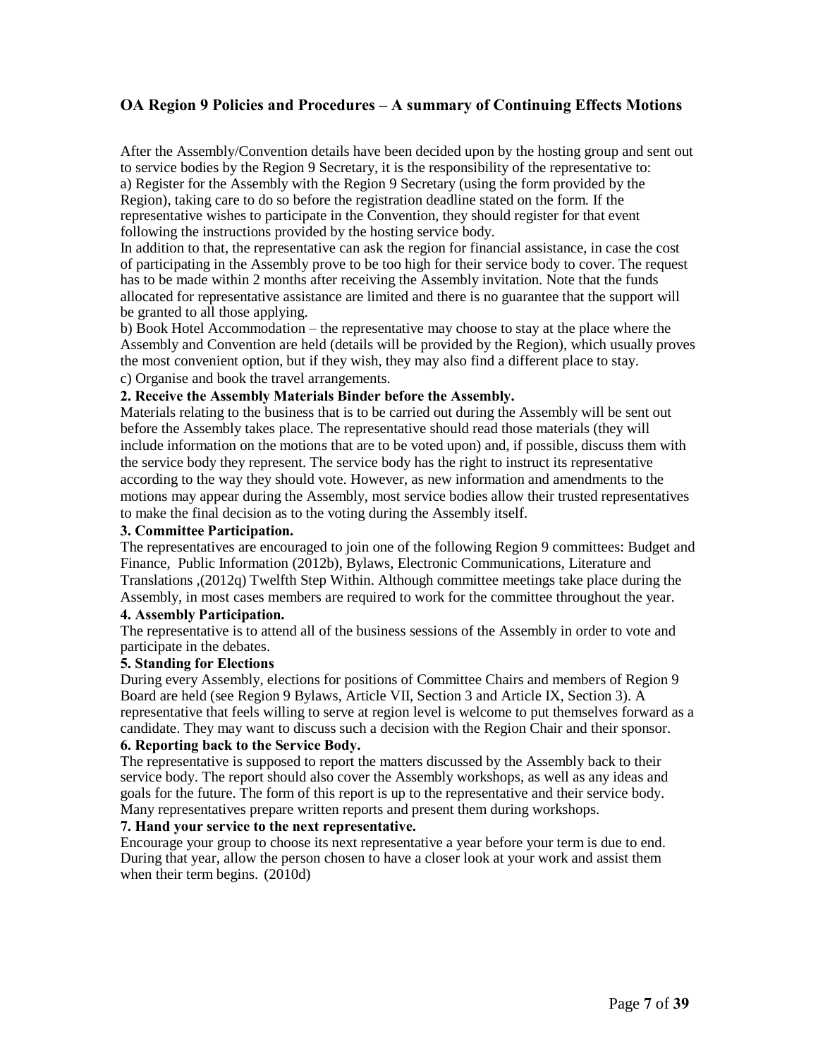## OA Region 9 Policies and Procedures – A summary of Continuing Effects Motions

After the Assembly/Convention details have been decided upon by the hosting group and sent out to service bodies by the Region 9 Secretary, it is the responsibility of the representative to:
a) Register for the Assembly with the Region 9 Secretary (using the form provided by the Region), taking care to do so before the registration deadline stated on the form. If the representative wishes to participate in the Convention, they should register for that event following the instructions provided by the hosting service body.
In addition to that, the representative can ask the region for financial assistance, in case the cost of participating in the Assembly prove to be too high for their service body to cover. The request has to be made within 2 months after receiving the Assembly invitation. Note that the funds allocated for representative assistance are limited and there is no guarantee that the support will be granted to all those applying.
b) Book Hotel Accommodation – the representative may choose to stay at the place where the Assembly and Convention are held (details will be provided by the Region), which usually proves the most convenient option, but if they wish, they may also find a different place to stay.
c) Organise and book the travel arrangements.

**2. Receive the Assembly Materials Binder before the Assembly.**

Materials relating to the business that is to be carried out during the Assembly will be sent out before the Assembly takes place. The representative should read those materials (they will include information on the motions that are to be voted upon) and, if possible, discuss them with the service body they represent. The service body has the right to instruct its representative according to the way they should vote. However, as new information and amendments to the motions may appear during the Assembly, most service bodies allow their trusted representatives to make the final decision as to the voting during the Assembly itself.

**3. Committee Participation.**

The representatives are encouraged to join one of the following Region 9 committees: Budget and Finance, Public Information (2012b), Bylaws, Electronic Communications, Literature and Translations ,(2012q) Twelfth Step Within. Although committee meetings take place during the Assembly, in most cases members are required to work for the committee throughout the year.

**4. Assembly Participation.**

The representative is to attend all of the business sessions of the Assembly in order to vote and participate in the debates.

**5. Standing for Elections**

During every Assembly, elections for positions of Committee Chairs and members of Region 9 Board are held (see Region 9 Bylaws, Article VII, Section 3 and Article IX, Section 3). A representative that feels willing to serve at region level is welcome to put themselves forward as a candidate. They may want to discuss such a decision with the Region Chair and their sponsor.

**6. Reporting back to the Service Body.**

The representative is supposed to report the matters discussed by the Assembly back to their service body. The report should also cover the Assembly workshops, as well as any ideas and goals for the future. The form of this report is up to the representative and their service body. Many representatives prepare written reports and present them during workshops.

**7. Hand your service to the next representative.**

Encourage your group to choose its next representative a year before your term is due to end. During that year, allow the person chosen to have a closer look at your work and assist them when their term begins. (2010d)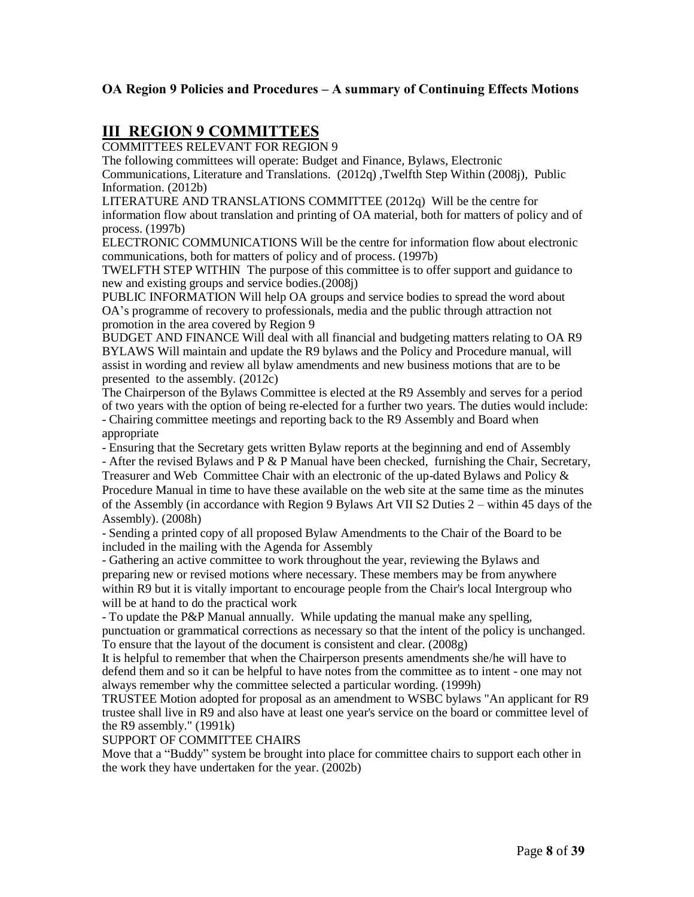**OA Region 9 Policies and Procedures – A summary of Continuing Effects Motions**

# III REGION 9 COMMITTEES

COMMITTEES RELEVANT FOR REGION 9

The following committees will operate: Budget and Finance, Bylaws, Electronic Communications, Literature and Translations. (2012q) ,Twelfth Step Within (2008j), Public Information. (2012b)

LITERATURE AND TRANSLATIONS COMMITTEE (2012q) Will be the centre for information flow about translation and printing of OA material, both for matters of policy and of process. (1997b)

ELECTRONIC COMMUNICATIONS Will be the centre for information flow about electronic communications, both for matters of policy and of process. (1997b)

TWELFTH STEP WITHIN The purpose of this committee is to offer support and guidance to new and existing groups and service bodies.(2008j)

PUBLIC INFORMATION Will help OA groups and service bodies to spread the word about OA's programme of recovery to professionals, media and the public through attraction not promotion in the area covered by Region 9

BUDGET AND FINANCE Will deal with all financial and budgeting matters relating to OA R9

BYLAWS Will maintain and update the R9 bylaws and the Policy and Procedure manual, will assist in wording and review all bylaw amendments and new business motions that are to be presented to the assembly. (2012c)

The Chairperson of the Bylaws Committee is elected at the R9 Assembly and serves for a period of two years with the option of being re-elected for a further two years. The duties would include:

- Chairing committee meetings and reporting back to the R9 Assembly and Board when appropriate
- Ensuring that the Secretary gets written Bylaw reports at the beginning and end of Assembly
- After the revised Bylaws and P & P Manual have been checked, furnishing the Chair, Secretary, Treasurer and Web Committee Chair with an electronic of the up-dated Bylaws and Policy & Procedure Manual in time to have these available on the web site at the same time as the minutes of the Assembly (in accordance with Region 9 Bylaws Art VII S2 Duties 2 – within 45 days of the Assembly). (2008h)
- Sending a printed copy of all proposed Bylaw Amendments to the Chair of the Board to be included in the mailing with the Agenda for Assembly
- Gathering an active committee to work throughout the year, reviewing the Bylaws and preparing new or revised motions where necessary. These members may be from anywhere within R9 but it is vitally important to encourage people from the Chair's local Intergroup who will be at hand to do the practical work
- To update the P&P Manual annually. While updating the manual make any spelling, punctuation or grammatical corrections as necessary so that the intent of the policy is unchanged. To ensure that the layout of the document is consistent and clear. (2008g)

It is helpful to remember that when the Chairperson presents amendments she/he will have to defend them and so it can be helpful to have notes from the committee as to intent - one may not always remember why the committee selected a particular wording. (1999h)

TRUSTEE Motion adopted for proposal as an amendment to WSBC bylaws "An applicant for R9 trustee shall live in R9 and also have at least one year's service on the board or committee level of the R9 assembly." (1991k)

SUPPORT OF COMMITTEE CHAIRS

Move that a "Buddy" system be brought into place for committee chairs to support each other in the work they have undertaken for the year. (2002b)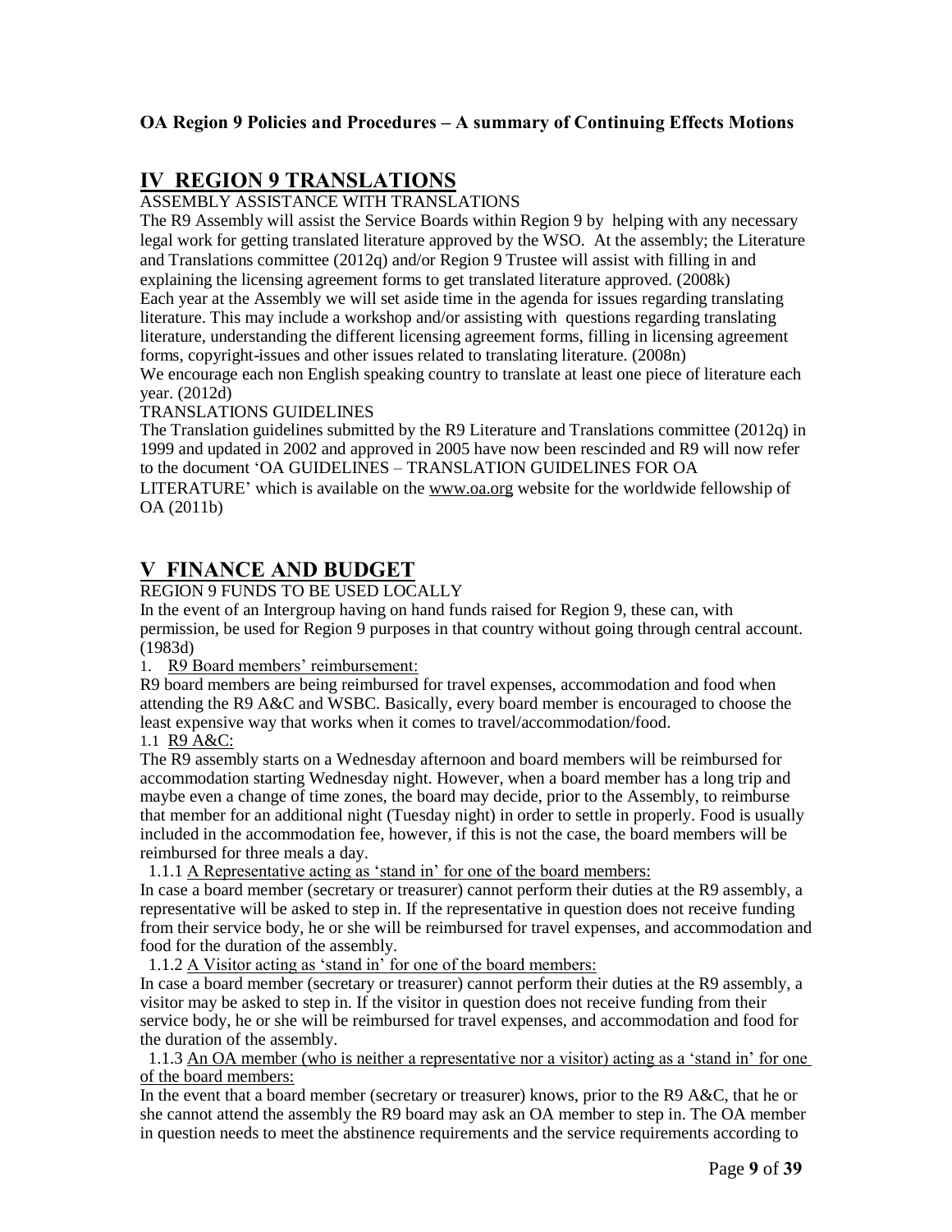# IV REGION 9 TRANSLATIONS

ASSEMBLY ASSISTANCE WITH TRANSLATIONS

The R9 Assembly will assist the Service Boards within Region 9 by helping with any necessary legal work for getting translated literature approved by the WSO. At the assembly; the Literature and Translations committee (2012q) and/or Region 9 Trustee will assist with filling in and explaining the licensing agreement forms to get translated literature approved. (2008k)

Each year at the Assembly we will set aside time in the agenda for issues regarding translating literature. This may include a workshop and/or assisting with questions regarding translating literature, understanding the different licensing agreement forms, filling in licensing agreement forms, copyright-issues and other issues related to translating literature. (2008n)

We encourage each non English speaking country to translate at least one piece of literature each year. (2012d)

TRANSLATIONS GUIDELINES

The Translation guidelines submitted by the R9 Literature and Translations committee (2012q) in 1999 and updated in 2002 and approved in 2005 have now been rescinded and R9 will now refer to the document 'OA GUIDELINES – TRANSLATION GUIDELINES FOR OA LITERATURE' which is available on the www.oa.org website for the worldwide fellowship of OA (2011b)

# V FINANCE AND BUDGET

REGION 9 FUNDS TO BE USED LOCALLY

In the event of an Intergroup having on hand funds raised for Region 9, these can, with permission, be used for Region 9 purposes in that country without going through central account. (1983d)

1. R9 Board members' reimbursement:

R9 board members are being reimbursed for travel expenses, accommodation and food when attending the R9 A&C and WSBC. Basically, every board member is encouraged to choose the least expensive way that works when it comes to travel/accommodation/food.

1.1 R9 A&C:

The R9 assembly starts on a Wednesday afternoon and board members will be reimbursed for accommodation starting Wednesday night. However, when a board member has a long trip and maybe even a change of time zones, the board may decide, prior to the Assembly, to reimburse that member for an additional night (Tuesday night) in order to settle in properly. Food is usually included in the accommodation fee, however, if this is not the case, the board members will be reimbursed for three meals a day.

1.1.1 A Representative acting as 'stand in' for one of the board members:

In case a board member (secretary or treasurer) cannot perform their duties at the R9 assembly, a representative will be asked to step in. If the representative in question does not receive funding from their service body, he or she will be reimbursed for travel expenses, and accommodation and food for the duration of the assembly.

1.1.2 A Visitor acting as 'stand in' for one of the board members:

In case a board member (secretary or treasurer) cannot perform their duties at the R9 assembly, a visitor may be asked to step in. If the visitor in question does not receive funding from their service body, he or she will be reimbursed for travel expenses, and accommodation and food for the duration of the assembly.

1.1.3 An OA member (who is neither a representative nor a visitor) acting as a 'stand in' for one of the board members:

In the event that a board member (secretary or treasurer) knows, prior to the R9 A&C, that he or she cannot attend the assembly the R9 board may ask an OA member to step in. The OA member in question needs to meet the abstinence requirements and the service requirements according to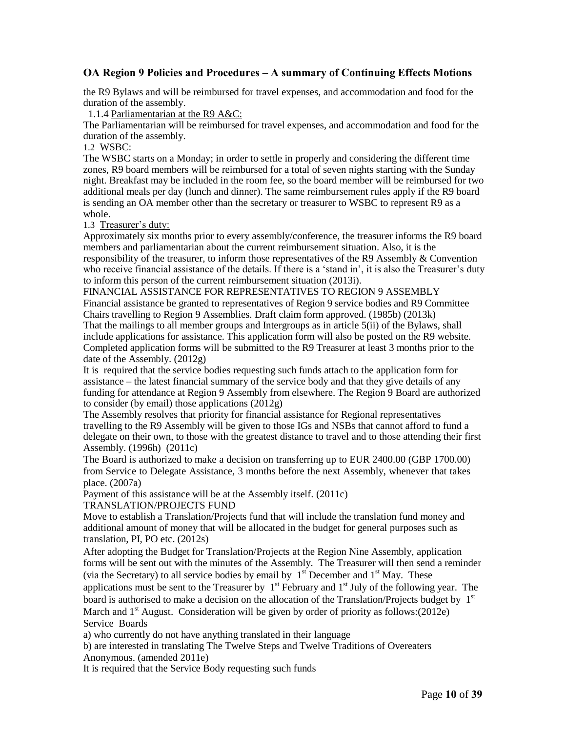the R9 Bylaws and will be reimbursed for travel expenses, and accommodation and food for the duration of the assembly.

1.1.4 Parliamentarian at the R9 A&C:

The Parliamentarian will be reimbursed for travel expenses, and accommodation and food for the duration of the assembly.

1.2 WSBC:

The WSBC starts on a Monday; in order to settle in properly and considering the different time zones, R9 board members will be reimbursed for a total of seven nights starting with the Sunday night. Breakfast may be included in the room fee, so the board member will be reimbursed for two additional meals per day (lunch and dinner). The same reimbursement rules apply if the R9 board is sending an OA member other than the secretary or treasurer to WSBC to represent R9 as a whole.

1.3 Treasurer's duty:

Approximately six months prior to every assembly/conference, the treasurer informs the R9 board members and parliamentarian about the current reimbursement situation. Also, it is the responsibility of the treasurer, to inform those representatives of the R9 Assembly & Convention who receive financial assistance of the details. If there is a 'stand in', it is also the Treasurer's duty to inform this person of the current reimbursement situation (2013i).

FINANCIAL ASSISTANCE FOR REPRESENTATIVES TO REGION 9 ASSEMBLY

Financial assistance be granted to representatives of Region 9 service bodies and R9 Committee Chairs travelling to Region 9 Assemblies. Draft claim form approved. (1985b) (2013k)

That the mailings to all member groups and Intergroups as in article 5(ii) of the Bylaws, shall include applications for assistance. This application form will also be posted on the R9 website. Completed application forms will be submitted to the R9 Treasurer at least 3 months prior to the date of the Assembly. (2012g)

It is required that the service bodies requesting such funds attach to the application form for assistance – the latest financial summary of the service body and that they give details of any funding for attendance at Region 9 Assembly from elsewhere. The Region 9 Board are authorized to consider (by email) those applications (2012g)

The Assembly resolves that priority for financial assistance for Regional representatives travelling to the R9 Assembly will be given to those IGs and NSBs that cannot afford to fund a delegate on their own, to those with the greatest distance to travel and to those attending their first Assembly. (1996h) (2011c)

The Board is authorized to make a decision on transferring up to EUR 2400.00 (GBP 1700.00) from Service to Delegate Assistance, 3 months before the next Assembly, whenever that takes place. (2007a)

Payment of this assistance will be at the Assembly itself. (2011c)

TRANSLATION/PROJECTS FUND

Move to establish a Translation/Projects fund that will include the translation fund money and additional amount of money that will be allocated in the budget for general purposes such as translation, PI, PO etc. (2012s)

After adopting the Budget for Translation/Projects at the Region Nine Assembly, application forms will be sent out with the minutes of the Assembly. The Treasurer will then send a reminder (via the Secretary) to all service bodies by email by 1st December and 1st May. These applications must be sent to the Treasurer by 1st February and 1st July of the following year. The board is authorised to make a decision on the allocation of the Translation/Projects budget by 1st March and 1st August. Consideration will be given by order of priority as follows:(2012e)

Service Boards

a) who currently do not have anything translated in their language

b) are interested in translating The Twelve Steps and Twelve Traditions of Overeaters Anonymous. (amended 2011e)

It is required that the Service Body requesting such funds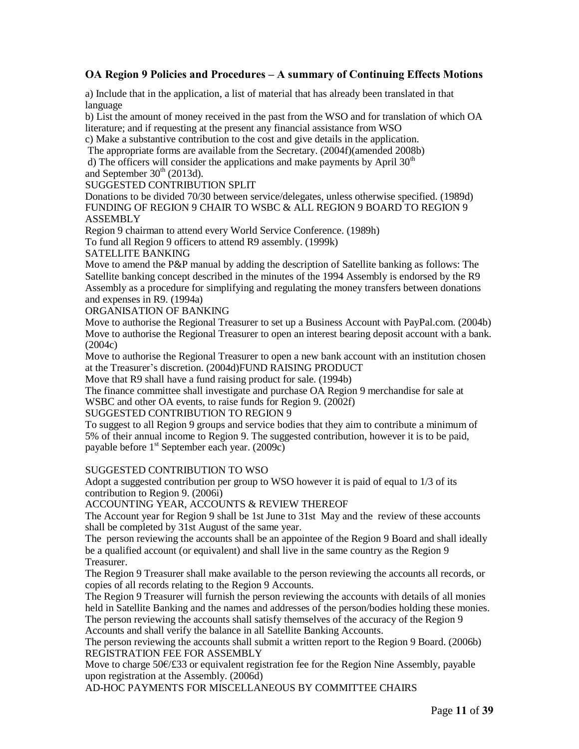## OA Region 9 Policies and Procedures – A summary of Continuing Effects Motions

a) Include that in the application, a list of material that has already been translated in that language

b) List the amount of money received in the past from the WSO and for translation of which OA literature; and if requesting at the present any financial assistance from WSO

c) Make a substantive contribution to the cost and give details in the application.

The appropriate forms are available from the Secretary. (2004f)(amended 2008b)

d) The officers will consider the applications and make payments by April 30th and September 30th (2013d).

SUGGESTED CONTRIBUTION SPLIT

Donations to be divided 70/30 between service/delegates, unless otherwise specified. (1989d)

FUNDING OF REGION 9 CHAIR TO WSBC & ALL REGION 9 BOARD TO REGION 9 ASSEMBLY

Region 9 chairman to attend every World Service Conference. (1989h)

To fund all Region 9 officers to attend R9 assembly. (1999k)

SATELLITE BANKING

Move to amend the P&P manual by adding the description of Satellite banking as follows: The Satellite banking concept described in the minutes of the 1994 Assembly is endorsed by the R9 Assembly as a procedure for simplifying and regulating the money transfers between donations and expenses in R9. (1994a)

ORGANISATION OF BANKING

Move to authorise the Regional Treasurer to set up a Business Account with PayPal.com. (2004b)

Move to authorise the Regional Treasurer to open an interest bearing deposit account with a bank. (2004c)

Move to authorise the Regional Treasurer to open a new bank account with an institution chosen at the Treasurer's discretion. (2004d)FUND RAISING PRODUCT

Move that R9 shall have a fund raising product for sale. (1994b)

The finance committee shall investigate and purchase OA Region 9 merchandise for sale at WSBC and other OA events, to raise funds for Region 9. (2002f)

SUGGESTED CONTRIBUTION TO REGION 9

To suggest to all Region 9 groups and service bodies that they aim to contribute a minimum of 5% of their annual income to Region 9. The suggested contribution, however it is to be paid, payable before 1st September each year. (2009c)

SUGGESTED CONTRIBUTION TO WSO

Adopt a suggested contribution per group to WSO however it is paid of equal to 1/3 of its contribution to Region 9. (2006i)

ACCOUNTING YEAR, ACCOUNTS & REVIEW THEREOF

The Account year for Region 9 shall be 1st June to 31st May and the review of these accounts shall be completed by 31st August of the same year.

The person reviewing the accounts shall be an appointee of the Region 9 Board and shall ideally be a qualified account (or equivalent) and shall live in the same country as the Region 9 Treasurer.

The Region 9 Treasurer shall make available to the person reviewing the accounts all records, or copies of all records relating to the Region 9 Accounts.

The Region 9 Treasurer will furnish the person reviewing the accounts with details of all monies held in Satellite Banking and the names and addresses of the person/bodies holding these monies.

The person reviewing the accounts shall satisfy themselves of the accuracy of the Region 9 Accounts and shall verify the balance in all Satellite Banking Accounts.

The person reviewing the accounts shall submit a written report to the Region 9 Board. (2006b)

REGISTRATION FEE FOR ASSEMBLY

Move to charge 50€/£33 or equivalent registration fee for the Region Nine Assembly, payable upon registration at the Assembly. (2006d)

AD-HOC PAYMENTS FOR MISCELLANEOUS BY COMMITTEE CHAIRS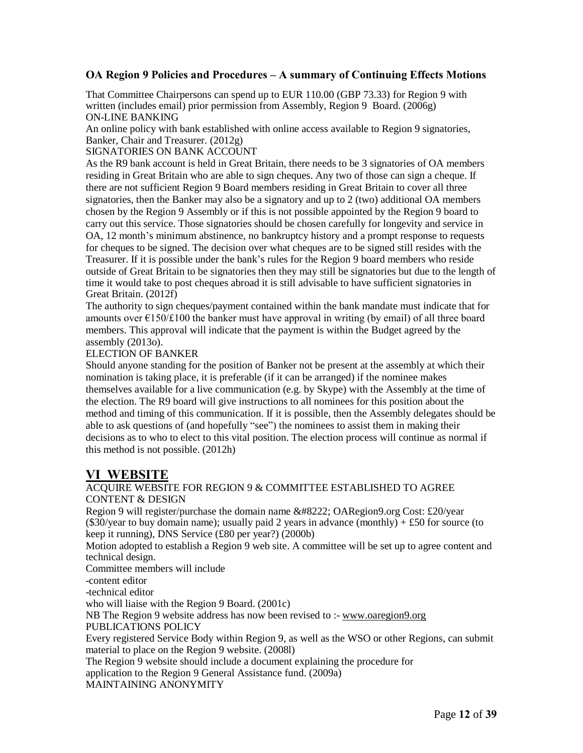### OA Region 9 Policies and Procedures – A summary of Continuing Effects Motions

That Committee Chairpersons can spend up to EUR 110.00 (GBP 73.33) for Region 9 with written (includes email) prior permission from Assembly, Region 9 Board. (2006g)

ON-LINE BANKING

An online policy with bank established with online access available to Region 9 signatories, Banker, Chair and Treasurer. (2012g)

SIGNATORIES ON BANK ACCOUNT

As the R9 bank account is held in Great Britain, there needs to be 3 signatories of OA members residing in Great Britain who are able to sign cheques. Any two of those can sign a cheque. If there are not sufficient Region 9 Board members residing in Great Britain to cover all three signatories, then the Banker may also be a signatory and up to 2 (two) additional OA members chosen by the Region 9 Assembly or if this is not possible appointed by the Region 9 board to carry out this service. Those signatories should be chosen carefully for longevity and service in OA, 12 month's minimum abstinence, no bankruptcy history and a prompt response to requests for cheques to be signed. The decision over what cheques are to be signed still resides with the Treasurer. If it is possible under the bank's rules for the Region 9 board members who reside outside of Great Britain to be signatories then they may still be signatories but due to the length of time it would take to post cheques abroad it is still advisable to have sufficient signatories in Great Britain. (2012f)

The authority to sign cheques/payment contained within the bank mandate must indicate that for amounts over €150/£100 the banker must have approval in writing (by email) of all three board members. This approval will indicate that the payment is within the Budget agreed by the assembly (2013o).

ELECTION OF BANKER

Should anyone standing for the position of Banker not be present at the assembly at which their nomination is taking place, it is preferable (if it can be arranged) if the nominee makes themselves available for a live communication (e.g. by Skype) with the Assembly at the time of the election. The R9 board will give instructions to all nominees for this position about the method and timing of this communication. If it is possible, then the Assembly delegates should be able to ask questions of (and hopefully "see") the nominees to assist them in making their decisions as to who to elect to this vital position. The election process will continue as normal if this method is not possible. (2012h)

## VI WEBSITE

ACQUIRE WEBSITE FOR REGION 9 & COMMITTEE ESTABLISHED TO AGREE CONTENT & DESIGN

Region 9 will register/purchase the domain name &#8222; OARegion9.org Cost: £20/year ($30/year to buy domain name); usually paid 2 years in advance (monthly) + £50 for source (to keep it running), DNS Service (£80 per year?) (2000b)

Motion adopted to establish a Region 9 web site. A committee will be set up to agree content and technical design.

Committee members will include

-content editor

-technical editor

who will liaise with the Region 9 Board. (2001c)

NB The Region 9 website address has now been revised to :- www.oaregion9.org

PUBLICATIONS POLICY

Every registered Service Body within Region 9, as well as the WSO or other Regions, can submit material to place on the Region 9 website. (2008l)

The Region 9 website should include a document explaining the procedure for application to the Region 9 General Assistance fund. (2009a)

MAINTAINING ANONYMITY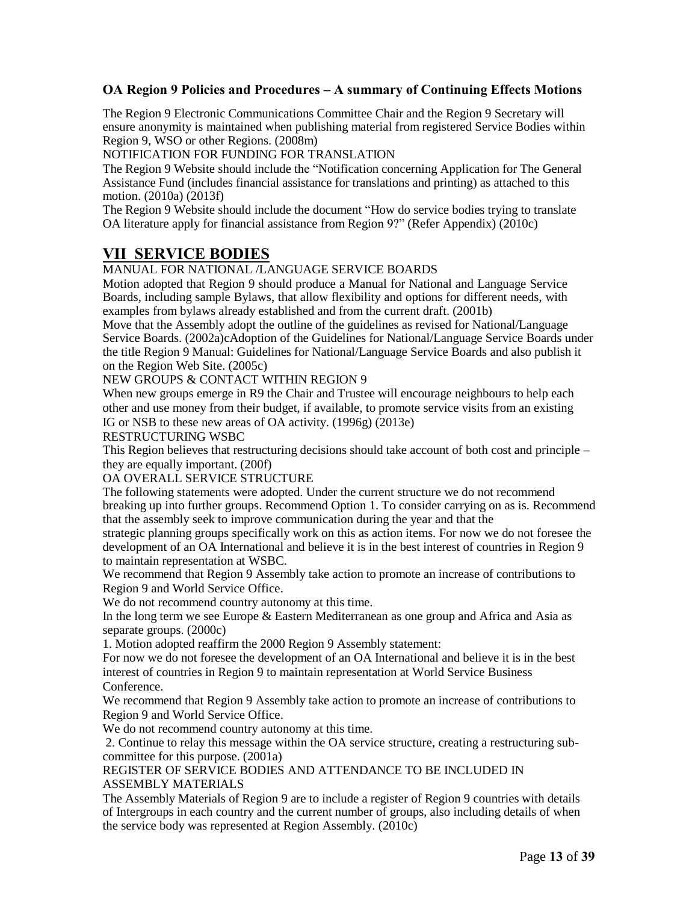### OA Region 9 Policies and Procedures – A summary of Continuing Effects Motions

The Region 9 Electronic Communications Committee Chair and the Region 9 Secretary will ensure anonymity is maintained when publishing material from registered Service Bodies within Region 9, WSO or other Regions. (2008m)

NOTIFICATION FOR FUNDING FOR TRANSLATION

The Region 9 Website should include the "Notification concerning Application for The General Assistance Fund (includes financial assistance for translations and printing) as attached to this motion. (2010a) (2013f)

The Region 9 Website should include the document "How do service bodies trying to translate OA literature apply for financial assistance from Region 9?" (Refer Appendix) (2010c)

## VII SERVICE BODIES

MANUAL FOR NATIONAL /LANGUAGE SERVICE BOARDS

Motion adopted that Region 9 should produce a Manual for National and Language Service Boards, including sample Bylaws, that allow flexibility and options for different needs, with examples from bylaws already established and from the current draft. (2001b)

Move that the Assembly adopt the outline of the guidelines as revised for National/Language Service Boards. (2002a)cAdoption of the Guidelines for National/Language Service Boards under the title Region 9 Manual: Guidelines for National/Language Service Boards and also publish it on the Region Web Site. (2005c)

NEW GROUPS & CONTACT WITHIN REGION 9

When new groups emerge in R9 the Chair and Trustee will encourage neighbours to help each other and use money from their budget, if available, to promote service visits from an existing IG or NSB to these new areas of OA activity. (1996g) (2013e)

RESTRUCTURING WSBC

This Region believes that restructuring decisions should take account of both cost and principle – they are equally important. (200f)

OA OVERALL SERVICE STRUCTURE

The following statements were adopted. Under the current structure we do not recommend breaking up into further groups. Recommend Option 1. To consider carrying on as is. Recommend that the assembly seek to improve communication during the year and that the strategic planning groups specifically work on this as action items. For now we do not foresee the development of an OA International and believe it is in the best interest of countries in Region 9 to maintain representation at WSBC.

We recommend that Region 9 Assembly take action to promote an increase of contributions to Region 9 and World Service Office.

We do not recommend country autonomy at this time.

In the long term we see Europe & Eastern Mediterranean as one group and Africa and Asia as separate groups. (2000c)

1. Motion adopted reaffirm the 2000 Region 9 Assembly statement:

For now we do not foresee the development of an OA International and believe it is in the best interest of countries in Region 9 to maintain representation at World Service Business Conference.

We recommend that Region 9 Assembly take action to promote an increase of contributions to Region 9 and World Service Office.

We do not recommend country autonomy at this time.

2. Continue to relay this message within the OA service structure, creating a restructuring sub-committee for this purpose. (2001a)

REGISTER OF SERVICE BODIES AND ATTENDANCE TO BE INCLUDED IN ASSEMBLY MATERIALS

The Assembly Materials of Region 9 are to include a register of Region 9 countries with details of Intergroups in each country and the current number of groups, also including details of when the service body was represented at Region Assembly. (2010c)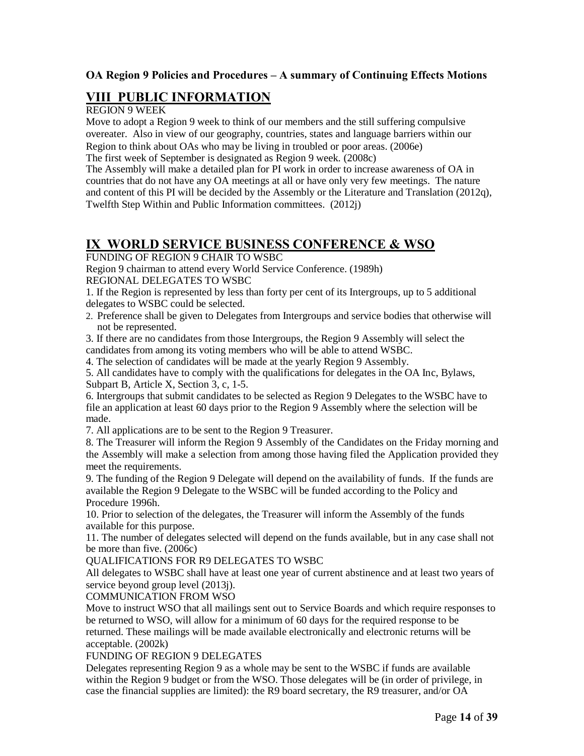**OA Region 9 Policies and Procedures – A summary of Continuing Effects Motions**

## VIII PUBLIC INFORMATION

REGION 9 WEEK

Move to adopt a Region 9 week to think of our members and the still suffering compulsive overeater. Also in view of our geography, countries, states and language barriers within our Region to think about OAs who may be living in troubled or poor areas. (2006e)

The first week of September is designated as Region 9 week. (2008c)

The Assembly will make a detailed plan for PI work in order to increase awareness of OA in countries that do not have any OA meetings at all or have only very few meetings. The nature and content of this PI will be decided by the Assembly or the Literature and Translation (2012q), Twelfth Step Within and Public Information committees. (2012j)

## IX WORLD SERVICE BUSINESS CONFERENCE & WSO

FUNDING OF REGION 9 CHAIR TO WSBC

Region 9 chairman to attend every World Service Conference. (1989h)

REGIONAL DELEGATES TO WSBC

1. If the Region is represented by less than forty per cent of its Intergroups, up to 5 additional delegates to WSBC could be selected.
2. Preference shall be given to Delegates from Intergroups and service bodies that otherwise will not be represented.
3. If there are no candidates from those Intergroups, the Region 9 Assembly will select the candidates from among its voting members who will be able to attend WSBC.
4. The selection of candidates will be made at the yearly Region 9 Assembly.
5. All candidates have to comply with the qualifications for delegates in the OA Inc, Bylaws, Subpart B, Article X, Section 3, c, 1-5.
6. Intergroups that submit candidates to be selected as Region 9 Delegates to the WSBC have to file an application at least 60 days prior to the Region 9 Assembly where the selection will be made.
7. All applications are to be sent to the Region 9 Treasurer.
8. The Treasurer will inform the Region 9 Assembly of the Candidates on the Friday morning and the Assembly will make a selection from among those having filed the Application provided they meet the requirements.
9. The funding of the Region 9 Delegate will depend on the availability of funds. If the funds are available the Region 9 Delegate to the WSBC will be funded according to the Policy and Procedure 1996h.
10. Prior to selection of the delegates, the Treasurer will inform the Assembly of the funds available for this purpose.
11. The number of delegates selected will depend on the funds available, but in any case shall not be more than five. (2006c)

QUALIFICATIONS FOR R9 DELEGATES TO WSBC

All delegates to WSBC shall have at least one year of current abstinence and at least two years of service beyond group level (2013j).

COMMUNICATION FROM WSO

Move to instruct WSO that all mailings sent out to Service Boards and which require responses to be returned to WSO, will allow for a minimum of 60 days for the required response to be returned. These mailings will be made available electronically and electronic returns will be acceptable. (2002k)

FUNDING OF REGION 9 DELEGATES

Delegates representing Region 9 as a whole may be sent to the WSBC if funds are available within the Region 9 budget or from the WSO. Those delegates will be (in order of privilege, in case the financial supplies are limited): the R9 board secretary, the R9 treasurer, and/or OA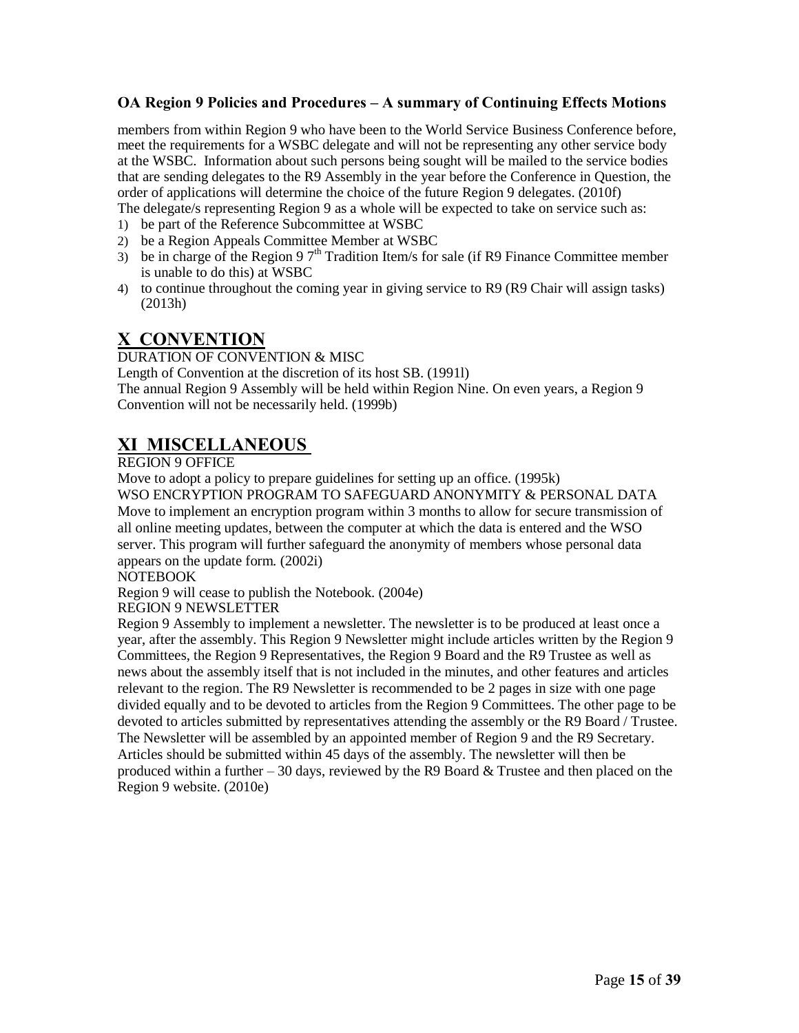members from within Region 9 who have been to the World Service Business Conference before, meet the requirements for a WSBC delegate and will not be representing any other service body at the WSBC. Information about such persons being sought will be mailed to the service bodies that are sending delegates to the R9 Assembly in the year before the Conference in Question, the order of applications will determine the choice of the future Region 9 delegates. (2010f)

The delegate/s representing Region 9 as a whole will be expected to take on service such as:

1) be part of the Reference Subcommittee at WSBC
2) be a Region Appeals Committee Member at WSBC
3) be in charge of the Region 9 7th Tradition Item/s for sale (if R9 Finance Committee member is unable to do this) at WSBC
4) to continue throughout the coming year in giving service to R9 (R9 Chair will assign tasks) (2013h)

## X CONVENTION

DURATION OF CONVENTION & MISC

Length of Convention at the discretion of its host SB. (1991l)

The annual Region 9 Assembly will be held within Region Nine. On even years, a Region 9 Convention will not be necessarily held. (1999b)

## XI MISCELLANEOUS

REGION 9 OFFICE

Move to adopt a policy to prepare guidelines for setting up an office. (1995k)

WSO ENCRYPTION PROGRAM TO SAFEGUARD ANONYMITY & PERSONAL DATA

Move to implement an encryption program within 3 months to allow for secure transmission of all online meeting updates, between the computer at which the data is entered and the WSO server. This program will further safeguard the anonymity of members whose personal data appears on the update form. (2002i)

NOTEBOOK

Region 9 will cease to publish the Notebook. (2004e)

REGION 9 NEWSLETTER

Region 9 Assembly to implement a newsletter. The newsletter is to be produced at least once a year, after the assembly. This Region 9 Newsletter might include articles written by the Region 9 Committees, the Region 9 Representatives, the Region 9 Board and the R9 Trustee as well as news about the assembly itself that is not included in the minutes, and other features and articles relevant to the region. The R9 Newsletter is recommended to be 2 pages in size with one page divided equally and to be devoted to articles from the Region 9 Committees. The other page to be devoted to articles submitted by representatives attending the assembly or the R9 Board / Trustee. The Newsletter will be assembled by an appointed member of Region 9 and the R9 Secretary. Articles should be submitted within 45 days of the assembly. The newsletter will then be produced within a further – 30 days, reviewed by the R9 Board & Trustee and then placed on the Region 9 website. (2010e)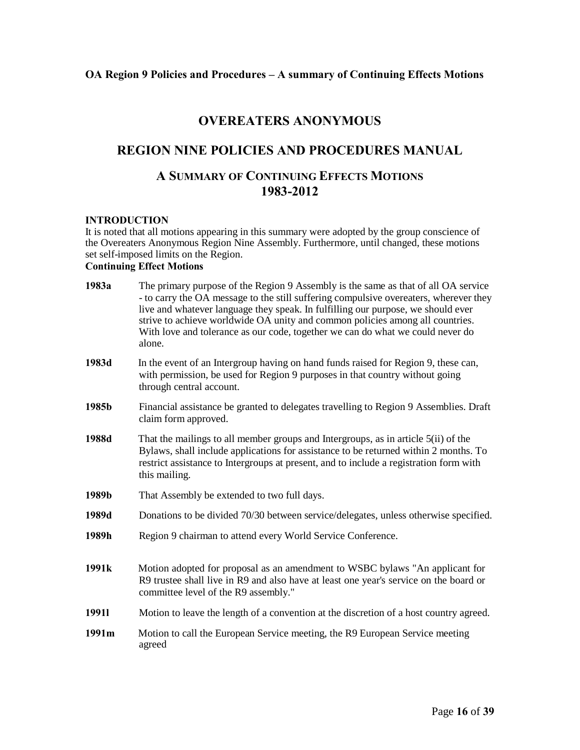**OA Region 9 Policies and Procedures – A summary of Continuing Effects Motions**

# OVEREATERS ANONYMOUS

## REGION NINE POLICIES AND PROCEDURES MANUAL

### A SUMMARY OF CONTINUING EFFECTS MOTIONS 1983-2012

**INTRODUCTION**

It is noted that all motions appearing in this summary were adopted by the group conscience of the Overeaters Anonymous Region Nine Assembly. Furthermore, until changed, these motions set self-imposed limits on the Region.

**Continuing Effect Motions**

**1983a** The primary purpose of the Region 9 Assembly is the same as that of all OA service - to carry the OA message to the still suffering compulsive overeaters, wherever they live and whatever language they speak. In fulfilling our purpose, we should ever strive to achieve worldwide OA unity and common policies among all countries. With love and tolerance as our code, together we can do what we could never do alone.

**1983d** In the event of an Intergroup having on hand funds raised for Region 9, these can, with permission, be used for Region 9 purposes in that country without going through central account.

**1985b** Financial assistance be granted to delegates travelling to Region 9 Assemblies. Draft claim form approved.

**1988d** That the mailings to all member groups and Intergroups, as in article 5(ii) of the Bylaws, shall include applications for assistance to be returned within 2 months. To restrict assistance to Intergroups at present, and to include a registration form with this mailing.

**1989b** That Assembly be extended to two full days.

**1989d** Donations to be divided 70/30 between service/delegates, unless otherwise specified.

**1989h** Region 9 chairman to attend every World Service Conference.

**1991k** Motion adopted for proposal as an amendment to WSBC bylaws "An applicant for R9 trustee shall live in R9 and also have at least one year's service on the board or committee level of the R9 assembly."

**1991l** Motion to leave the length of a convention at the discretion of a host country agreed.

**1991m** Motion to call the European Service meeting, the R9 European Service meeting agreed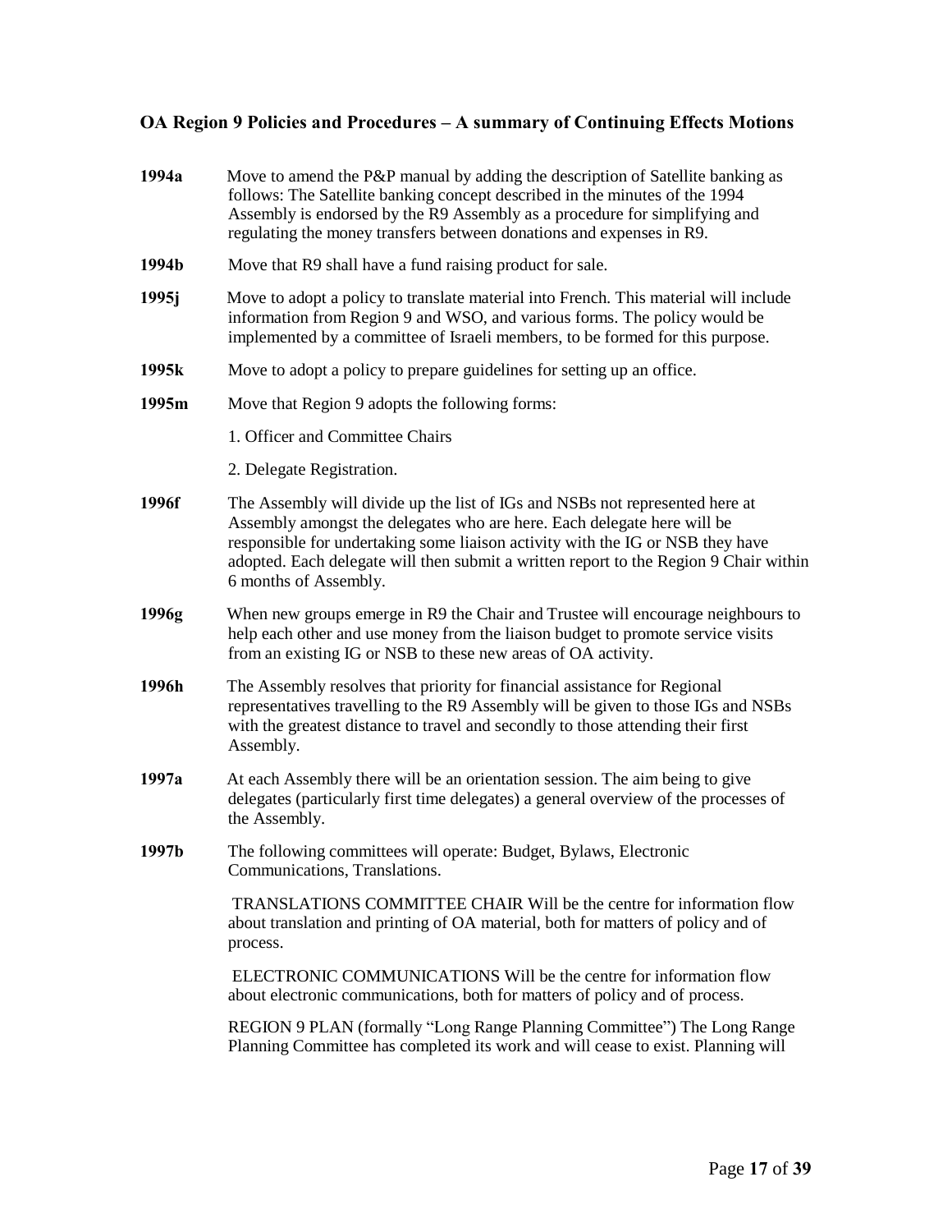## OA Region 9 Policies and Procedures – A summary of Continuing Effects Motions

**1994a** Move to amend the P&P manual by adding the description of Satellite banking as follows: The Satellite banking concept described in the minutes of the 1994 Assembly is endorsed by the R9 Assembly as a procedure for simplifying and regulating the money transfers between donations and expenses in R9.

**1994b** Move that R9 shall have a fund raising product for sale.

**1995j** Move to adopt a policy to translate material into French. This material will include information from Region 9 and WSO, and various forms. The policy would be implemented by a committee of Israeli members, to be formed for this purpose.

**1995k** Move to adopt a policy to prepare guidelines for setting up an office.

**1995m** Move that Region 9 adopts the following forms:

1. Officer and Committee Chairs

2. Delegate Registration.

**1996f** The Assembly will divide up the list of IGs and NSBs not represented here at Assembly amongst the delegates who are here. Each delegate here will be responsible for undertaking some liaison activity with the IG or NSB they have adopted. Each delegate will then submit a written report to the Region 9 Chair within 6 months of Assembly.

**1996g** When new groups emerge in R9 the Chair and Trustee will encourage neighbours to help each other and use money from the liaison budget to promote service visits from an existing IG or NSB to these new areas of OA activity.

**1996h** The Assembly resolves that priority for financial assistance for Regional representatives travelling to the R9 Assembly will be given to those IGs and NSBs with the greatest distance to travel and secondly to those attending their first Assembly.

**1997a** At each Assembly there will be an orientation session. The aim being to give delegates (particularly first time delegates) a general overview of the processes of the Assembly.

**1997b** The following committees will operate: Budget, Bylaws, Electronic Communications, Translations.

TRANSLATIONS COMMITTEE CHAIR Will be the centre for information flow about translation and printing of OA material, both for matters of policy and of process.

ELECTRONIC COMMUNICATIONS Will be the centre for information flow about electronic communications, both for matters of policy and of process.

REGION 9 PLAN (formally "Long Range Planning Committee") The Long Range Planning Committee has completed its work and will cease to exist. Planning will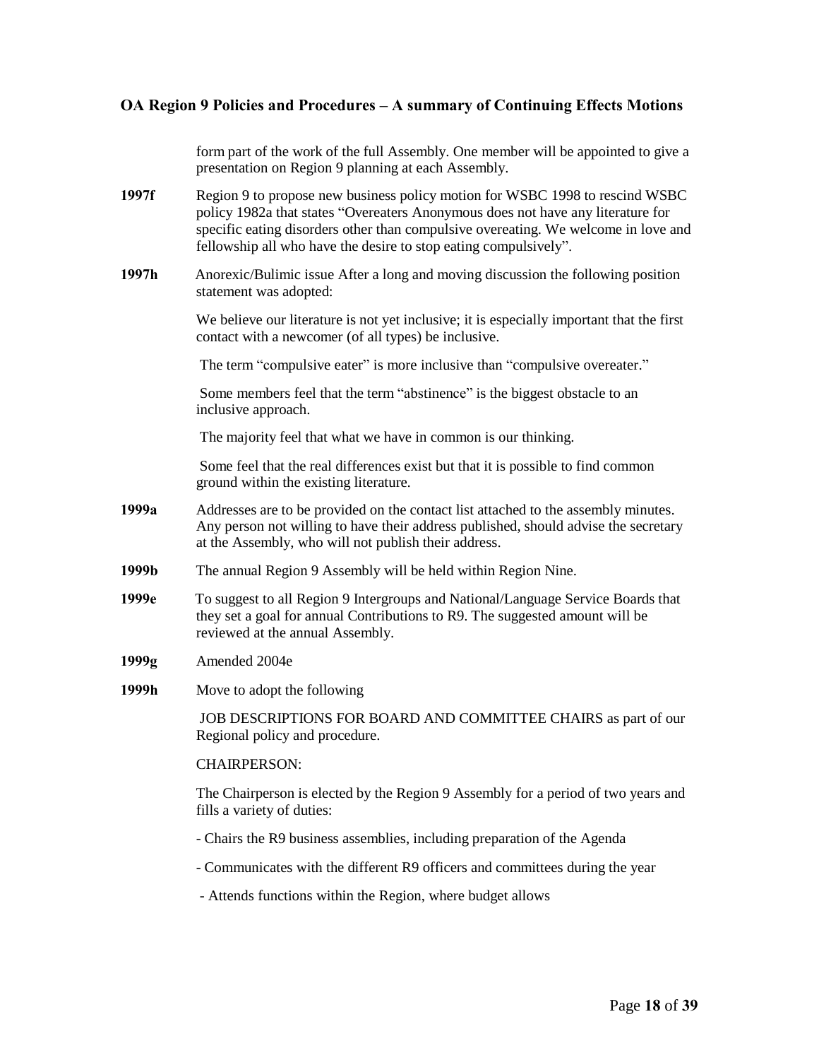form part of the work of the full Assembly. One member will be appointed to give a presentation on Region 9 planning at each Assembly.

**1997f** Region 9 to propose new business policy motion for WSBC 1998 to rescind WSBC policy 1982a that states "Overeaters Anonymous does not have any literature for specific eating disorders other than compulsive overeating. We welcome in love and fellowship all who have the desire to stop eating compulsively".

**1997h** Anorexic/Bulimic issue After a long and moving discussion the following position statement was adopted:

We believe our literature is not yet inclusive; it is especially important that the first contact with a newcomer (of all types) be inclusive.

The term "compulsive eater" is more inclusive than "compulsive overeater."

Some members feel that the term "abstinence" is the biggest obstacle to an inclusive approach.

The majority feel that what we have in common is our thinking.

Some feel that the real differences exist but that it is possible to find common ground within the existing literature.

**1999a** Addresses are to be provided on the contact list attached to the assembly minutes. Any person not willing to have their address published, should advise the secretary at the Assembly, who will not publish their address.

**1999b** The annual Region 9 Assembly will be held within Region Nine.

**1999e** To suggest to all Region 9 Intergroups and National/Language Service Boards that they set a goal for annual Contributions to R9. The suggested amount will be reviewed at the annual Assembly.

**1999g** Amended 2004e

**1999h** Move to adopt the following

JOB DESCRIPTIONS FOR BOARD AND COMMITTEE CHAIRS as part of our Regional policy and procedure.

CHAIRPERSON:

The Chairperson is elected by the Region 9 Assembly for a period of two years and fills a variety of duties:

- Chairs the R9 business assemblies, including preparation of the Agenda
- Communicates with the different R9 officers and committees during the year
- Attends functions within the Region, where budget allows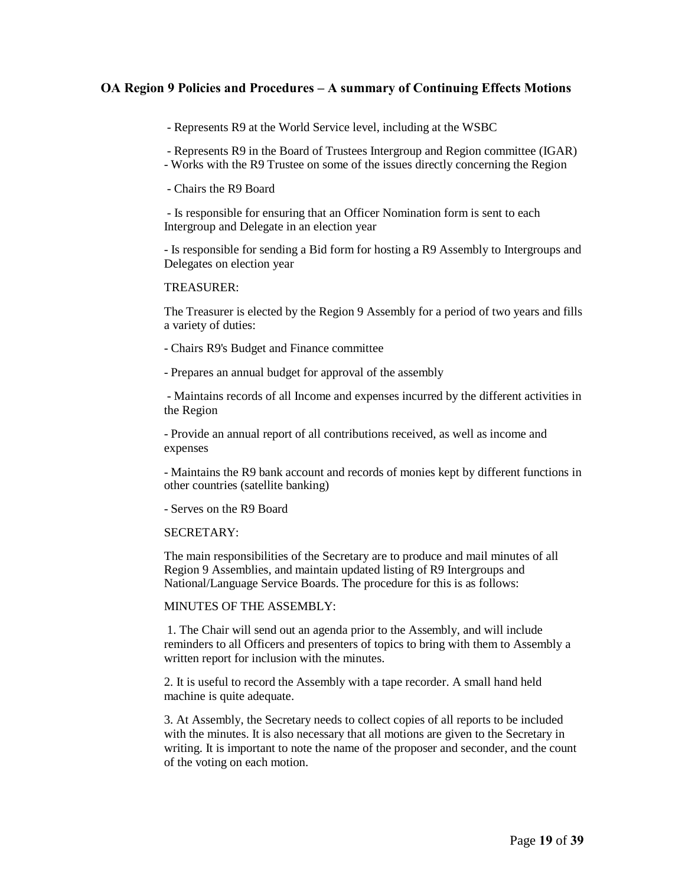- Represents R9 at the World Service level, including at the WSBC

- Represents R9 in the Board of Trustees Intergroup and Region committee (IGAR)
- Works with the R9 Trustee on some of the issues directly concerning the Region

- Chairs the R9 Board

- Is responsible for ensuring that an Officer Nomination form is sent to each Intergroup and Delegate in an election year

- Is responsible for sending a Bid form for hosting a R9 Assembly to Intergroups and Delegates on election year

TREASURER:

The Treasurer is elected by the Region 9 Assembly for a period of two years and fills a variety of duties:

- Chairs R9's Budget and Finance committee

- Prepares an annual budget for approval of the assembly

- Maintains records of all Income and expenses incurred by the different activities in the Region

- Provide an annual report of all contributions received, as well as income and expenses

- Maintains the R9 bank account and records of monies kept by different functions in other countries (satellite banking)

- Serves on the R9 Board

SECRETARY:

The main responsibilities of the Secretary are to produce and mail minutes of all Region 9 Assemblies, and maintain updated listing of R9 Intergroups and National/Language Service Boards. The procedure for this is as follows:

MINUTES OF THE ASSEMBLY:

1. The Chair will send out an agenda prior to the Assembly, and will include reminders to all Officers and presenters of topics to bring with them to Assembly a written report for inclusion with the minutes.

2. It is useful to record the Assembly with a tape recorder. A small hand held machine is quite adequate.

3. At Assembly, the Secretary needs to collect copies of all reports to be included with the minutes. It is also necessary that all motions are given to the Secretary in writing. It is important to note the name of the proposer and seconder, and the count of the voting on each motion.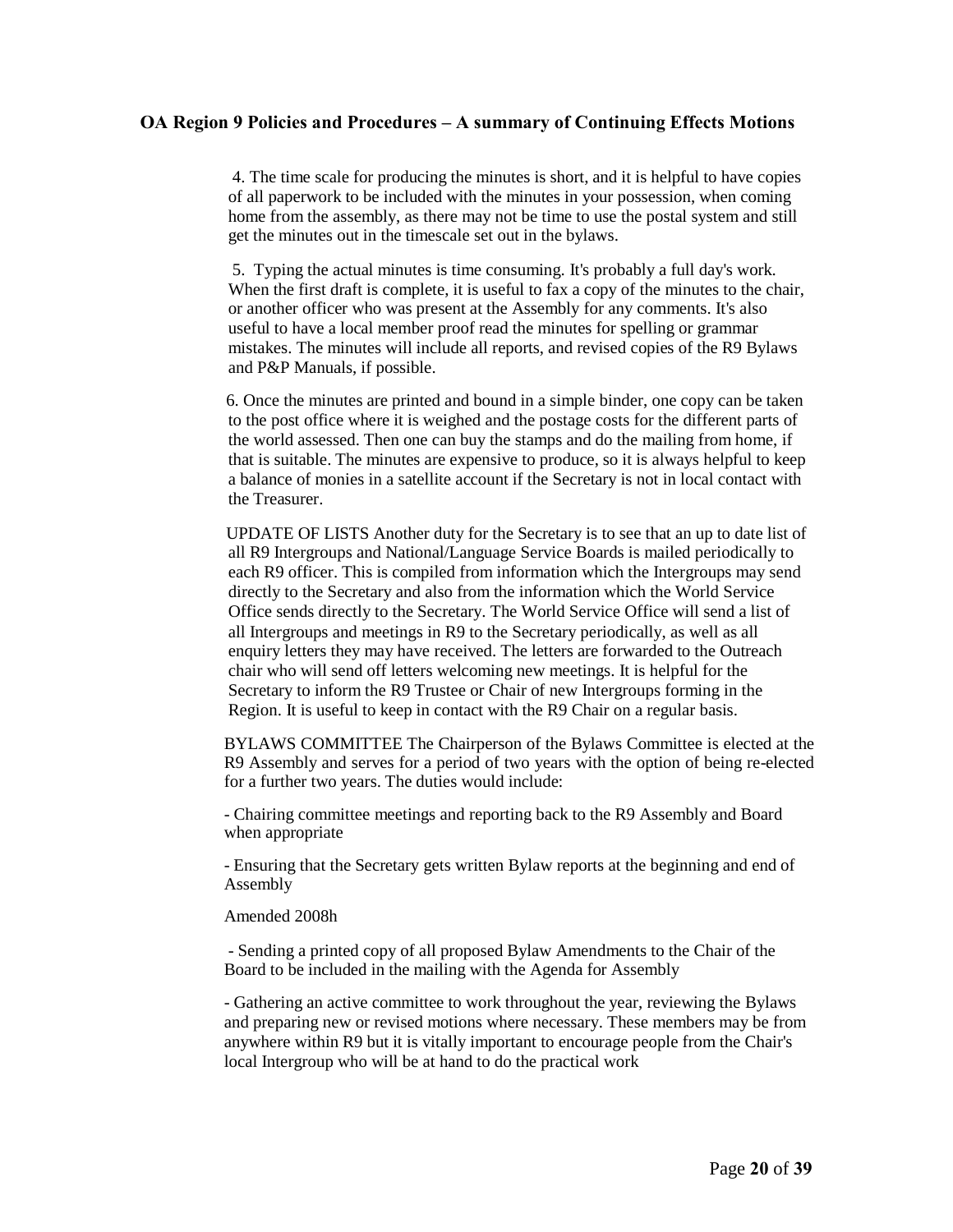4. The time scale for producing the minutes is short, and it is helpful to have copies of all paperwork to be included with the minutes in your possession, when coming home from the assembly, as there may not be time to use the postal system and still get the minutes out in the timescale set out in the bylaws.

5. Typing the actual minutes is time consuming. It's probably a full day's work. When the first draft is complete, it is useful to fax a copy of the minutes to the chair, or another officer who was present at the Assembly for any comments. It's also useful to have a local member proof read the minutes for spelling or grammar mistakes. The minutes will include all reports, and revised copies of the R9 Bylaws and P&P Manuals, if possible.

6. Once the minutes are printed and bound in a simple binder, one copy can be taken to the post office where it is weighed and the postage costs for the different parts of the world assessed. Then one can buy the stamps and do the mailing from home, if that is suitable. The minutes are expensive to produce, so it is always helpful to keep a balance of monies in a satellite account if the Secretary is not in local contact with the Treasurer.

UPDATE OF LISTS Another duty for the Secretary is to see that an up to date list of all R9 Intergroups and National/Language Service Boards is mailed periodically to each R9 officer. This is compiled from information which the Intergroups may send directly to the Secretary and also from the information which the World Service Office sends directly to the Secretary. The World Service Office will send a list of all Intergroups and meetings in R9 to the Secretary periodically, as well as all enquiry letters they may have received. The letters are forwarded to the Outreach chair who will send off letters welcoming new meetings. It is helpful for the Secretary to inform the R9 Trustee or Chair of new Intergroups forming in the Region. It is useful to keep in contact with the R9 Chair on a regular basis.

BYLAWS COMMITTEE The Chairperson of the Bylaws Committee is elected at the R9 Assembly and serves for a period of two years with the option of being re-elected for a further two years. The duties would include:

- Chairing committee meetings and reporting back to the R9 Assembly and Board when appropriate

- Ensuring that the Secretary gets written Bylaw reports at the beginning and end of Assembly

Amended 2008h

- Sending a printed copy of all proposed Bylaw Amendments to the Chair of the Board to be included in the mailing with the Agenda for Assembly

- Gathering an active committee to work throughout the year, reviewing the Bylaws and preparing new or revised motions where necessary. These members may be from anywhere within R9 but it is vitally important to encourage people from the Chair's local Intergroup who will be at hand to do the practical work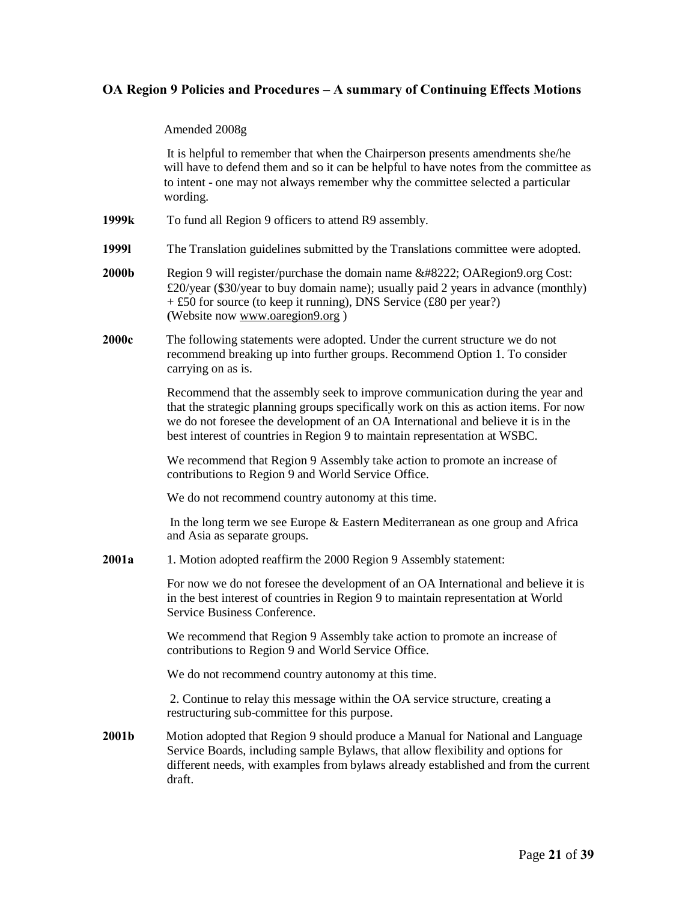### OA Region 9 Policies and Procedures – A summary of Continuing Effects Motions

Amended 2008g

It is helpful to remember that when the Chairperson presents amendments she/he will have to defend them and so it can be helpful to have notes from the committee as to intent - one may not always remember why the committee selected a particular wording.

**1999k** To fund all Region 9 officers to attend R9 assembly.

**1999l** The Translation guidelines submitted by the Translations committee were adopted.

**2000b** Region 9 will register/purchase the domain name &#8222; OARegion9.org Cost: £20/year ($30/year to buy domain name); usually paid 2 years in advance (monthly) + £50 for source (to keep it running), DNS Service (£80 per year?) (Website now www.oaregion9.org )

**2000c** The following statements were adopted. Under the current structure we do not recommend breaking up into further groups. Recommend Option 1. To consider carrying on as is.

Recommend that the assembly seek to improve communication during the year and that the strategic planning groups specifically work on this as action items. For now we do not foresee the development of an OA International and believe it is in the best interest of countries in Region 9 to maintain representation at WSBC.

We recommend that Region 9 Assembly take action to promote an increase of contributions to Region 9 and World Service Office.

We do not recommend country autonomy at this time.

In the long term we see Europe & Eastern Mediterranean as one group and Africa and Asia as separate groups.

**2001a** 1. Motion adopted reaffirm the 2000 Region 9 Assembly statement:

For now we do not foresee the development of an OA International and believe it is in the best interest of countries in Region 9 to maintain representation at World Service Business Conference.

We recommend that Region 9 Assembly take action to promote an increase of contributions to Region 9 and World Service Office.

We do not recommend country autonomy at this time.

2. Continue to relay this message within the OA service structure, creating a restructuring sub-committee for this purpose.

**2001b** Motion adopted that Region 9 should produce a Manual for National and Language Service Boards, including sample Bylaws, that allow flexibility and options for different needs, with examples from bylaws already established and from the current draft.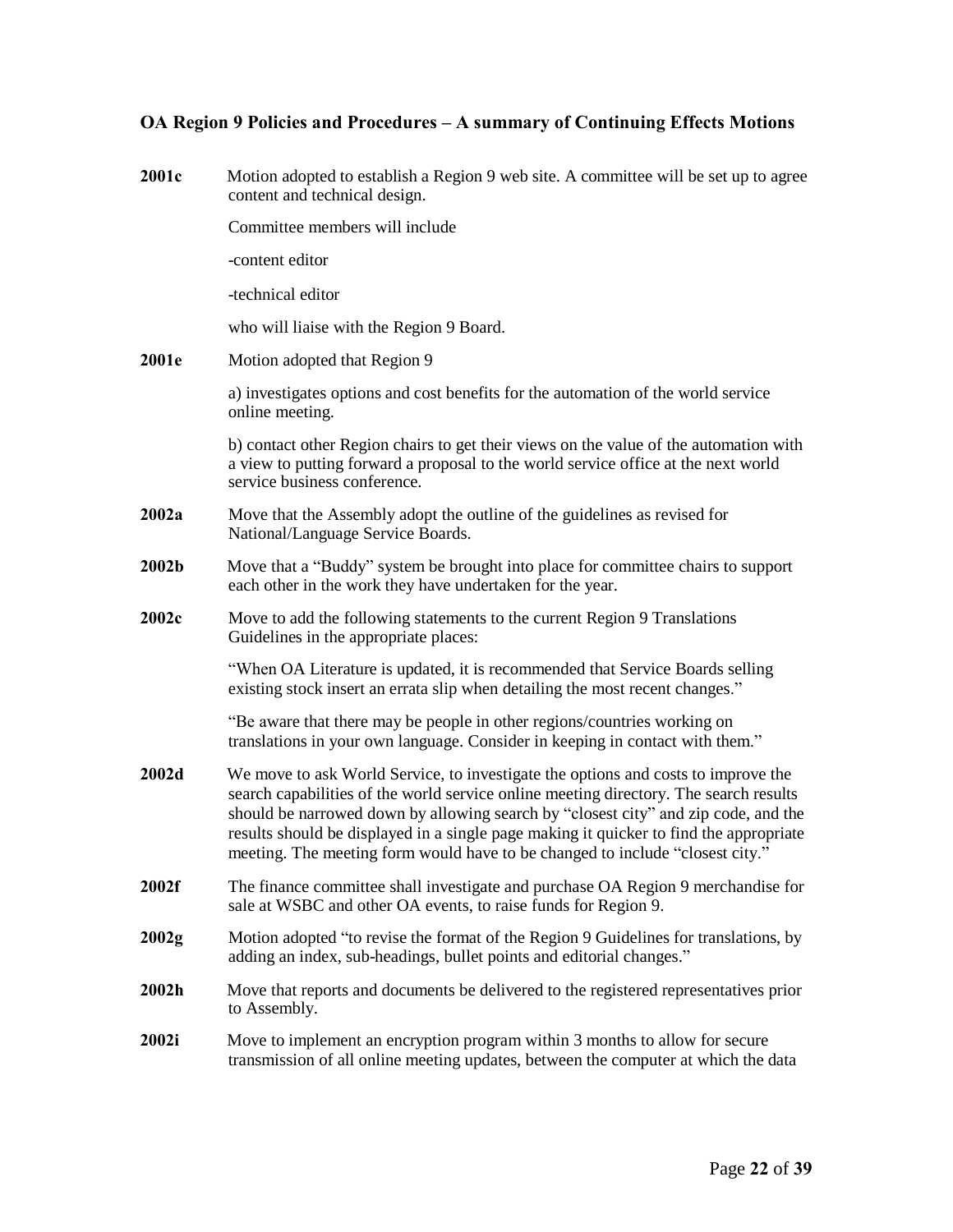## OA Region 9 Policies and Procedures – A summary of Continuing Effects Motions

**2001c** Motion adopted to establish a Region 9 web site. A committee will be set up to agree content and technical design.

Committee members will include

-content editor

-technical editor

who will liaise with the Region 9 Board.

**2001e** Motion adopted that Region 9

a) investigates options and cost benefits for the automation of the world service online meeting.

b) contact other Region chairs to get their views on the value of the automation with a view to putting forward a proposal to the world service office at the next world service business conference.

**2002a** Move that the Assembly adopt the outline of the guidelines as revised for National/Language Service Boards.

**2002b** Move that a "Buddy" system be brought into place for committee chairs to support each other in the work they have undertaken for the year.

**2002c** Move to add the following statements to the current Region 9 Translations Guidelines in the appropriate places:

"When OA Literature is updated, it is recommended that Service Boards selling existing stock insert an errata slip when detailing the most recent changes."

"Be aware that there may be people in other regions/countries working on translations in your own language. Consider in keeping in contact with them."

**2002d** We move to ask World Service, to investigate the options and costs to improve the search capabilities of the world service online meeting directory. The search results should be narrowed down by allowing search by "closest city" and zip code, and the results should be displayed in a single page making it quicker to find the appropriate meeting. The meeting form would have to be changed to include "closest city."

**2002f** The finance committee shall investigate and purchase OA Region 9 merchandise for sale at WSBC and other OA events, to raise funds for Region 9.

**2002g** Motion adopted "to revise the format of the Region 9 Guidelines for translations, by adding an index, sub-headings, bullet points and editorial changes."

**2002h** Move that reports and documents be delivered to the registered representatives prior to Assembly.

**2002i** Move to implement an encryption program within 3 months to allow for secure transmission of all online meeting updates, between the computer at which the data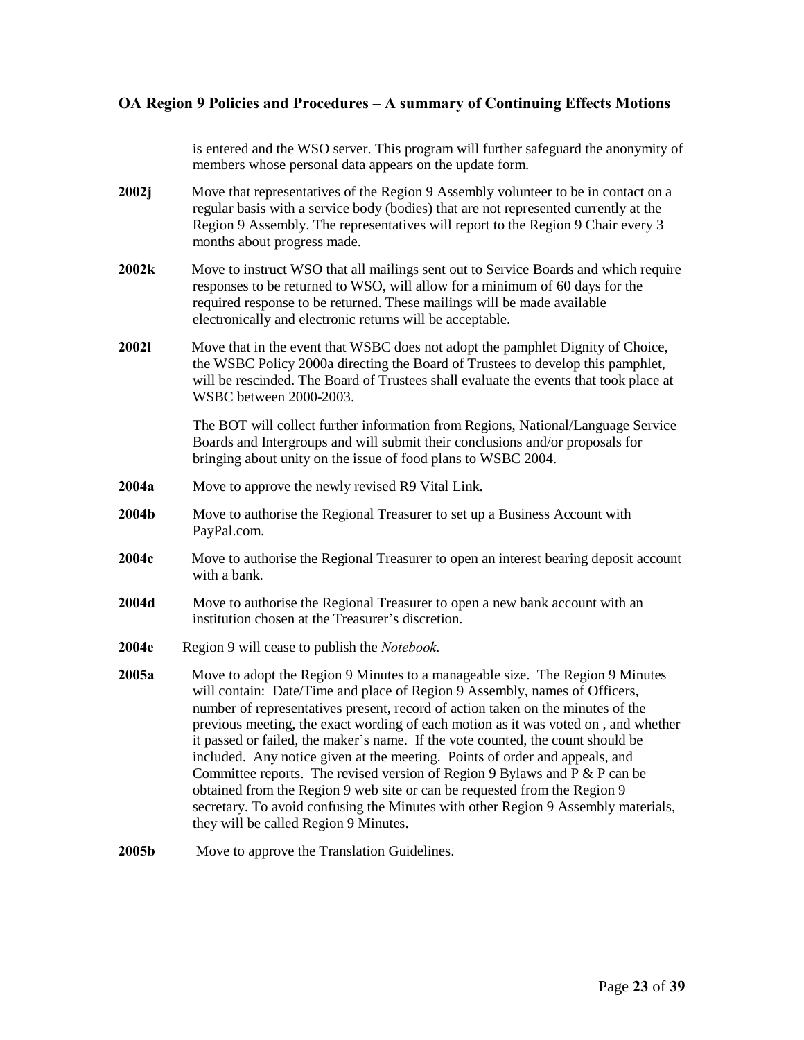is entered and the WSO server. This program will further safeguard the anonymity of members whose personal data appears on the update form.

**2002j** Move that representatives of the Region 9 Assembly volunteer to be in contact on a regular basis with a service body (bodies) that are not represented currently at the Region 9 Assembly. The representatives will report to the Region 9 Chair every 3 months about progress made.

**2002k** Move to instruct WSO that all mailings sent out to Service Boards and which require responses to be returned to WSO, will allow for a minimum of 60 days for the required response to be returned. These mailings will be made available electronically and electronic returns will be acceptable.

**2002l** Move that in the event that WSBC does not adopt the pamphlet Dignity of Choice, the WSBC Policy 2000a directing the Board of Trustees to develop this pamphlet, will be rescinded. The Board of Trustees shall evaluate the events that took place at WSBC between 2000-2003.

The BOT will collect further information from Regions, National/Language Service Boards and Intergroups and will submit their conclusions and/or proposals for bringing about unity on the issue of food plans to WSBC 2004.

**2004a** Move to approve the newly revised R9 Vital Link.

**2004b** Move to authorise the Regional Treasurer to set up a Business Account with PayPal.com.

**2004c** Move to authorise the Regional Treasurer to open an interest bearing deposit account with a bank.

**2004d** Move to authorise the Regional Treasurer to open a new bank account with an institution chosen at the Treasurer's discretion.

**2004e** Region 9 will cease to publish the *Notebook*.

**2005a** Move to adopt the Region 9 Minutes to a manageable size. The Region 9 Minutes will contain: Date/Time and place of Region 9 Assembly, names of Officers, number of representatives present, record of action taken on the minutes of the previous meeting, the exact wording of each motion as it was voted on , and whether it passed or failed, the maker's name. If the vote counted, the count should be included. Any notice given at the meeting. Points of order and appeals, and Committee reports. The revised version of Region 9 Bylaws and P & P can be obtained from the Region 9 web site or can be requested from the Region 9 secretary. To avoid confusing the Minutes with other Region 9 Assembly materials, they will be called Region 9 Minutes.

**2005b** Move to approve the Translation Guidelines.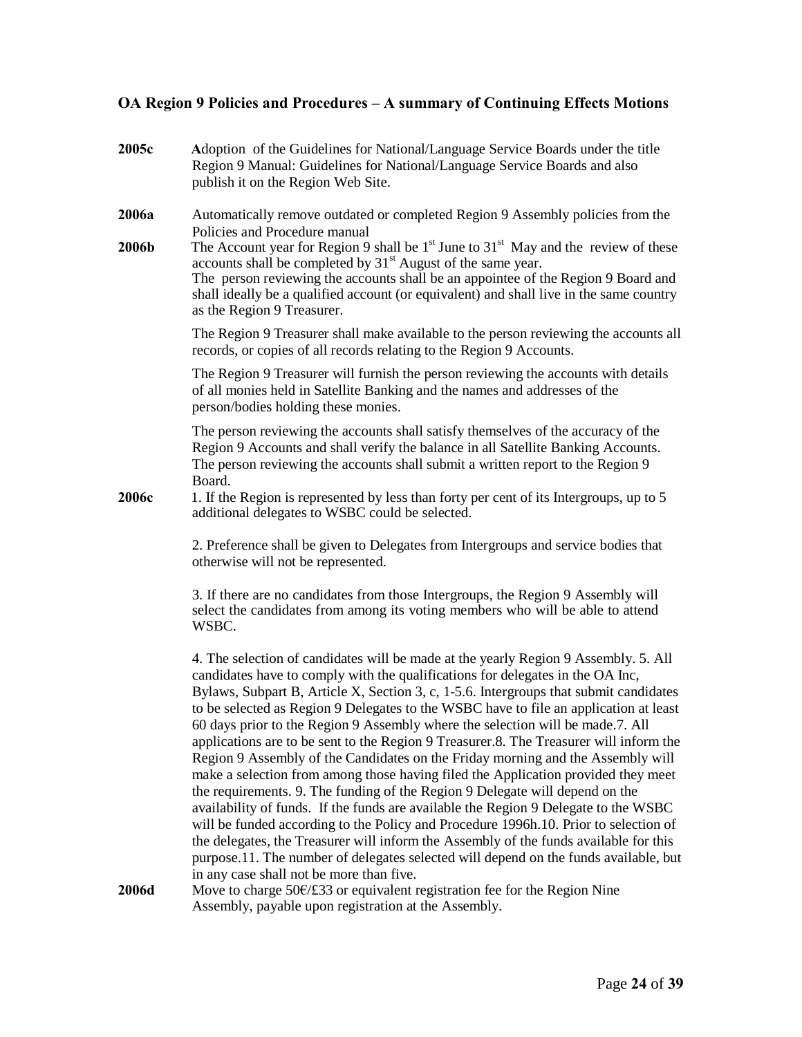## OA Region 9 Policies and Procedures – A summary of Continuing Effects Motions

**2005c** Adoption of the Guidelines for National/Language Service Boards under the title Region 9 Manual: Guidelines for National/Language Service Boards and also publish it on the Region Web Site.

**2006a** Automatically remove outdated or completed Region 9 Assembly policies from the Policies and Procedure manual

**2006b** The Account year for Region 9 shall be 1st June to 31st May and the review of these accounts shall be completed by 31st August of the same year.
The person reviewing the accounts shall be an appointee of the Region 9 Board and shall ideally be a qualified account (or equivalent) and shall live in the same country as the Region 9 Treasurer.

The Region 9 Treasurer shall make available to the person reviewing the accounts all records, or copies of all records relating to the Region 9 Accounts.

The Region 9 Treasurer will furnish the person reviewing the accounts with details of all monies held in Satellite Banking and the names and addresses of the person/bodies holding these monies.

The person reviewing the accounts shall satisfy themselves of the accuracy of the Region 9 Accounts and shall verify the balance in all Satellite Banking Accounts. The person reviewing the accounts shall submit a written report to the Region 9 Board.

**2006c** 1. If the Region is represented by less than forty per cent of its Intergroups, up to 5 additional delegates to WSBC could be selected.

2. Preference shall be given to Delegates from Intergroups and service bodies that otherwise will not be represented.

3. If there are no candidates from those Intergroups, the Region 9 Assembly will select the candidates from among its voting members who will be able to attend WSBC.

4. The selection of candidates will be made at the yearly Region 9 Assembly. 5. All candidates have to comply with the qualifications for delegates in the OA Inc, Bylaws, Subpart B, Article X, Section 3, c, 1-5.6. Intergroups that submit candidates to be selected as Region 9 Delegates to the WSBC have to file an application at least 60 days prior to the Region 9 Assembly where the selection will be made.7. All applications are to be sent to the Region 9 Treasurer.8. The Treasurer will inform the Region 9 Assembly of the Candidates on the Friday morning and the Assembly will make a selection from among those having filed the Application provided they meet the requirements. 9. The funding of the Region 9 Delegate will depend on the availability of funds. If the funds are available the Region 9 Delegate to the WSBC will be funded according to the Policy and Procedure 1996h.10. Prior to selection of the delegates, the Treasurer will inform the Assembly of the funds available for this purpose.11. The number of delegates selected will depend on the funds available, but in any case shall not be more than five.

**2006d** Move to charge 50€/£33 or equivalent registration fee for the Region Nine Assembly, payable upon registration at the Assembly.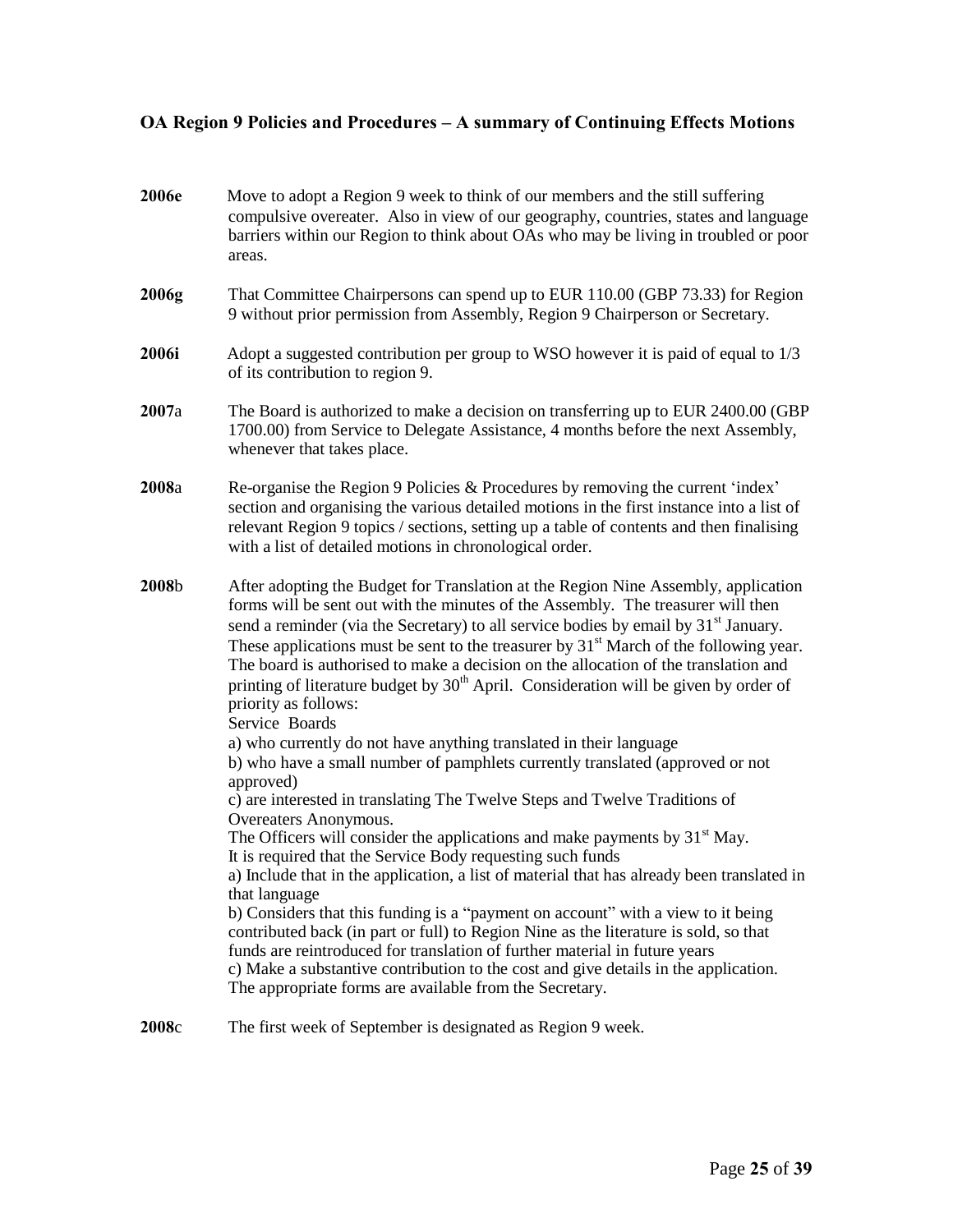## OA Region 9 Policies and Procedures – A summary of Continuing Effects Motions

**2006e** Move to adopt a Region 9 week to think of our members and the still suffering compulsive overeater. Also in view of our geography, countries, states and language barriers within our Region to think about OAs who may be living in troubled or poor areas.

**2006g** That Committee Chairpersons can spend up to EUR 110.00 (GBP 73.33) for Region 9 without prior permission from Assembly, Region 9 Chairperson or Secretary.

**2006i** Adopt a suggested contribution per group to WSO however it is paid of equal to 1/3 of its contribution to region 9.

**2007**a The Board is authorized to make a decision on transferring up to EUR 2400.00 (GBP 1700.00) from Service to Delegate Assistance, 4 months before the next Assembly, whenever that takes place.

**2008**a Re-organise the Region 9 Policies & Procedures by removing the current 'index' section and organising the various detailed motions in the first instance into a list of relevant Region 9 topics / sections, setting up a table of contents and then finalising with a list of detailed motions in chronological order.

**2008**b After adopting the Budget for Translation at the Region Nine Assembly, application forms will be sent out with the minutes of the Assembly. The treasurer will then send a reminder (via the Secretary) to all service bodies by email by 31st January. These applications must be sent to the treasurer by 31st March of the following year. The board is authorised to make a decision on the allocation of the translation and printing of literature budget by 30th April. Consideration will be given by order of priority as follows:
Service Boards
a) who currently do not have anything translated in their language
b) who have a small number of pamphlets currently translated (approved or not approved)
c) are interested in translating The Twelve Steps and Twelve Traditions of Overeaters Anonymous.
The Officers will consider the applications and make payments by 31st May.
It is required that the Service Body requesting such funds
a) Include that in the application, a list of material that has already been translated in that language
b) Considers that this funding is a "payment on account" with a view to it being contributed back (in part or full) to Region Nine as the literature is sold, so that funds are reintroduced for translation of further material in future years
c) Make a substantive contribution to the cost and give details in the application.
The appropriate forms are available from the Secretary.

**2008**c The first week of September is designated as Region 9 week.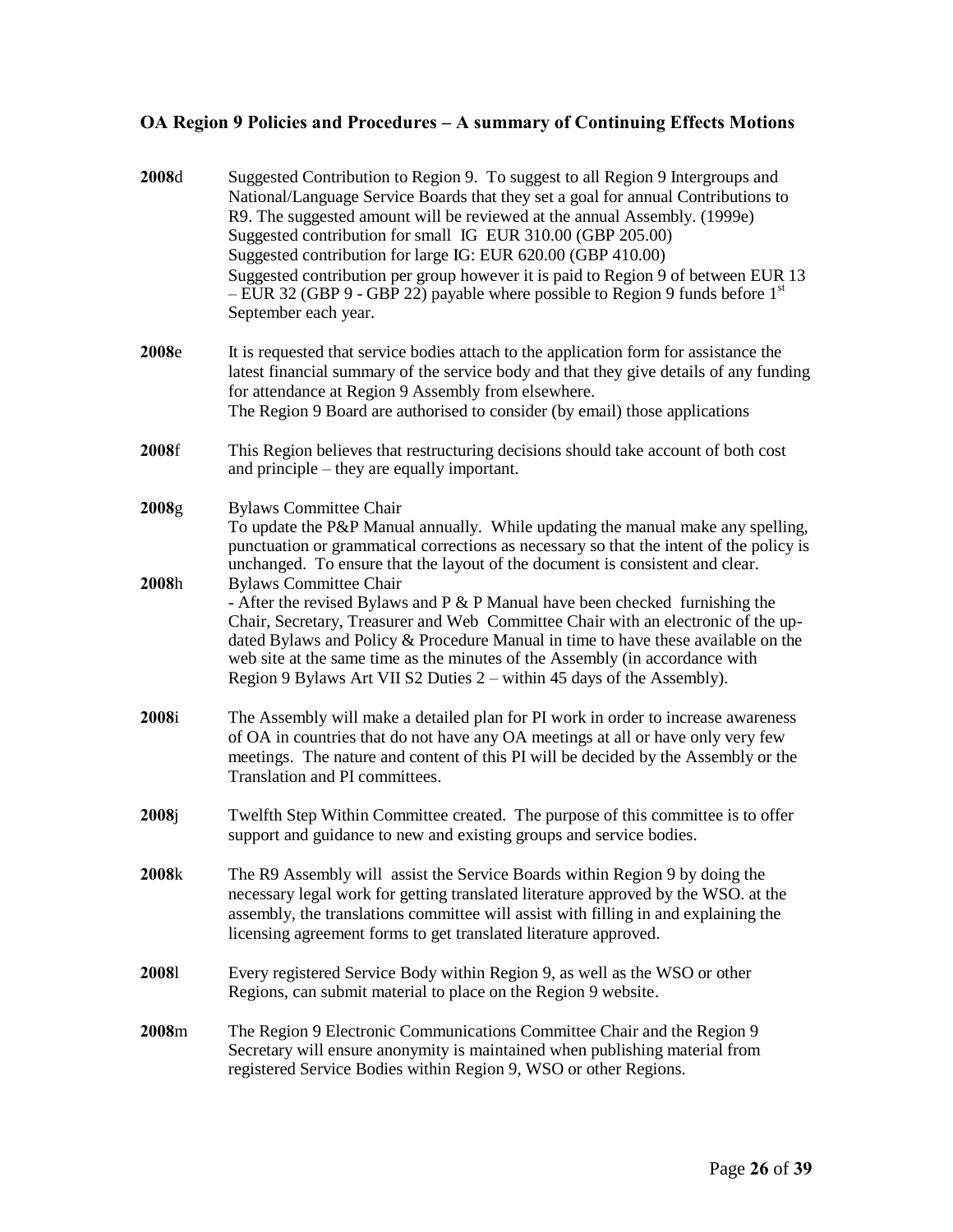## OA Region 9 Policies and Procedures – A summary of Continuing Effects Motions

**2008**d Suggested Contribution to Region 9. To suggest to all Region 9 Intergroups and National/Language Service Boards that they set a goal for annual Contributions to R9. The suggested amount will be reviewed at the annual Assembly. (1999e)
Suggested contribution for small IG EUR 310.00 (GBP 205.00)
Suggested contribution for large IG: EUR 620.00 (GBP 410.00)
Suggested contribution per group however it is paid to Region 9 of between EUR 13 – EUR 32 (GBP 9 - GBP 22) payable where possible to Region 9 funds before 1st September each year.

**2008**e It is requested that service bodies attach to the application form for assistance the latest financial summary of the service body and that they give details of any funding for attendance at Region 9 Assembly from elsewhere.
The Region 9 Board are authorised to consider (by email) those applications

**2008**f This Region believes that restructuring decisions should take account of both cost and principle – they are equally important.

**2008**g Bylaws Committee Chair
To update the P&P Manual annually. While updating the manual make any spelling, punctuation or grammatical corrections as necessary so that the intent of the policy is unchanged. To ensure that the layout of the document is consistent and clear.

**2008**h Bylaws Committee Chair
- After the revised Bylaws and P & P Manual have been checked furnishing the Chair, Secretary, Treasurer and Web Committee Chair with an electronic of the up-dated Bylaws and Policy & Procedure Manual in time to have these available on the web site at the same time as the minutes of the Assembly (in accordance with Region 9 Bylaws Art VII S2 Duties 2 – within 45 days of the Assembly).

**2008**i The Assembly will make a detailed plan for PI work in order to increase awareness of OA in countries that do not have any OA meetings at all or have only very few meetings. The nature and content of this PI will be decided by the Assembly or the Translation and PI committees.

**2008**j Twelfth Step Within Committee created. The purpose of this committee is to offer support and guidance to new and existing groups and service bodies.

**2008**k The R9 Assembly will assist the Service Boards within Region 9 by doing the necessary legal work for getting translated literature approved by the WSO. at the assembly, the translations committee will assist with filling in and explaining the licensing agreement forms to get translated literature approved.

**2008**l Every registered Service Body within Region 9, as well as the WSO or other Regions, can submit material to place on the Region 9 website.

**2008**m The Region 9 Electronic Communications Committee Chair and the Region 9 Secretary will ensure anonymity is maintained when publishing material from registered Service Bodies within Region 9, WSO or other Regions.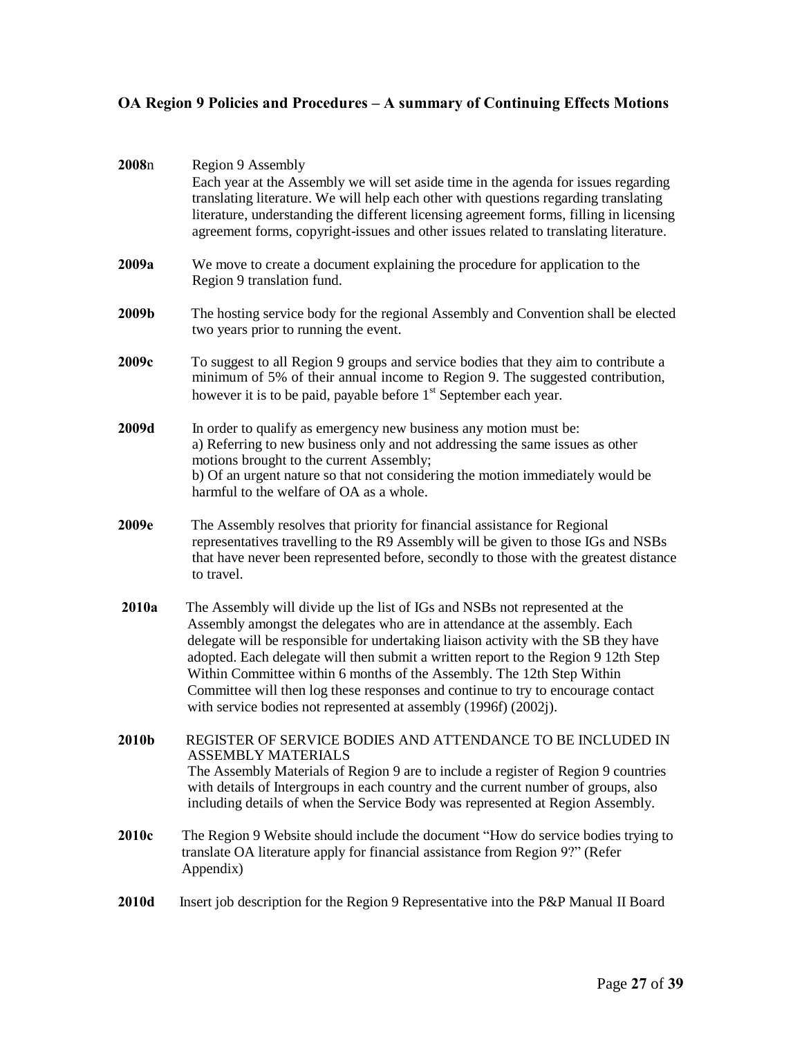## OA Region 9 Policies and Procedures – A summary of Continuing Effects Motions

**2008**n Region 9 Assembly
Each year at the Assembly we will set aside time in the agenda for issues regarding translating literature. We will help each other with questions regarding translating literature, understanding the different licensing agreement forms, filling in licensing agreement forms, copyright-issues and other issues related to translating literature.

**2009a** We move to create a document explaining the procedure for application to the Region 9 translation fund.

**2009b** The hosting service body for the regional Assembly and Convention shall be elected two years prior to running the event.

**2009c** To suggest to all Region 9 groups and service bodies that they aim to contribute a minimum of 5% of their annual income to Region 9. The suggested contribution, however it is to be paid, payable before 1st September each year.

**2009d** In order to qualify as emergency new business any motion must be:
a) Referring to new business only and not addressing the same issues as other motions brought to the current Assembly;
b) Of an urgent nature so that not considering the motion immediately would be harmful to the welfare of OA as a whole.

**2009e** The Assembly resolves that priority for financial assistance for Regional representatives travelling to the R9 Assembly will be given to those IGs and NSBs that have never been represented before, secondly to those with the greatest distance to travel.

**2010a** The Assembly will divide up the list of IGs and NSBs not represented at the Assembly amongst the delegates who are in attendance at the assembly. Each delegate will be responsible for undertaking liaison activity with the SB they have adopted. Each delegate will then submit a written report to the Region 9 12th Step Within Committee within 6 months of the Assembly. The 12th Step Within Committee will then log these responses and continue to try to encourage contact with service bodies not represented at assembly (1996f) (2002j).

**2010b** REGISTER OF SERVICE BODIES AND ATTENDANCE TO BE INCLUDED IN ASSEMBLY MATERIALS
The Assembly Materials of Region 9 are to include a register of Region 9 countries with details of Intergroups in each country and the current number of groups, also including details of when the Service Body was represented at Region Assembly.

**2010c** The Region 9 Website should include the document "How do service bodies trying to translate OA literature apply for financial assistance from Region 9?" (Refer Appendix)

**2010d** Insert job description for the Region 9 Representative into the P&P Manual II Board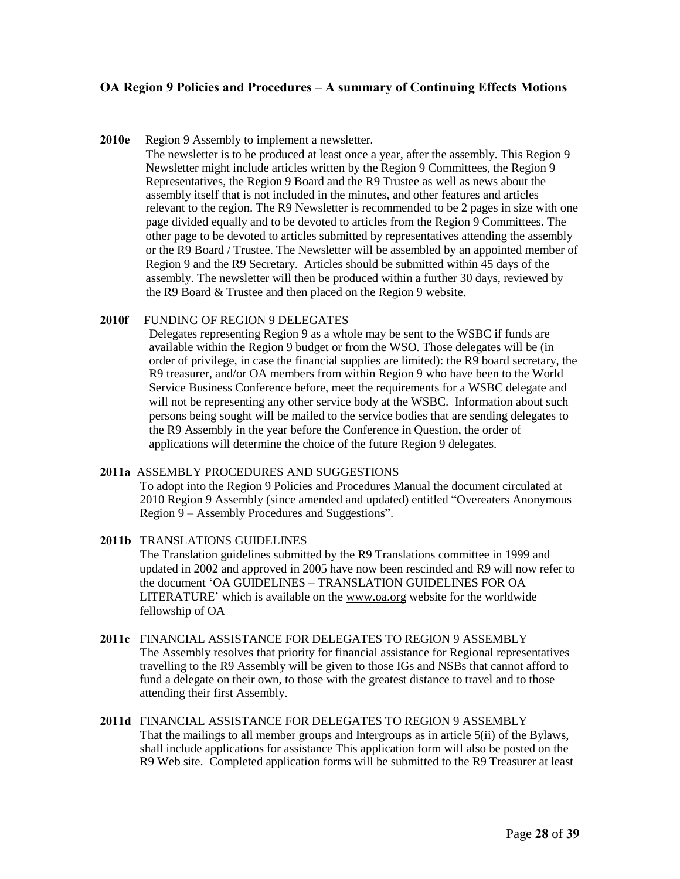## OA Region 9 Policies and Procedures – A summary of Continuing Effects Motions

**2010e** Region 9 Assembly to implement a newsletter.

The newsletter is to be produced at least once a year, after the assembly. This Region 9 Newsletter might include articles written by the Region 9 Committees, the Region 9 Representatives, the Region 9 Board and the R9 Trustee as well as news about the assembly itself that is not included in the minutes, and other features and articles relevant to the region. The R9 Newsletter is recommended to be 2 pages in size with one page divided equally and to be devoted to articles from the Region 9 Committees. The other page to be devoted to articles submitted by representatives attending the assembly or the R9 Board / Trustee. The Newsletter will be assembled by an appointed member of Region 9 and the R9 Secretary. Articles should be submitted within 45 days of the assembly. The newsletter will then be produced within a further 30 days, reviewed by the R9 Board & Trustee and then placed on the Region 9 website.

**2010f** FUNDING OF REGION 9 DELEGATES

Delegates representing Region 9 as a whole may be sent to the WSBC if funds are available within the Region 9 budget or from the WSO. Those delegates will be (in order of privilege, in case the financial supplies are limited): the R9 board secretary, the R9 treasurer, and/or OA members from within Region 9 who have been to the World Service Business Conference before, meet the requirements for a WSBC delegate and will not be representing any other service body at the WSBC. Information about such persons being sought will be mailed to the service bodies that are sending delegates to the R9 Assembly in the year before the Conference in Question, the order of applications will determine the choice of the future Region 9 delegates.

**2011a** ASSEMBLY PROCEDURES AND SUGGESTIONS

To adopt into the Region 9 Policies and Procedures Manual the document circulated at 2010 Region 9 Assembly (since amended and updated) entitled "Overeaters Anonymous Region 9 – Assembly Procedures and Suggestions".

**2011b** TRANSLATIONS GUIDELINES

The Translation guidelines submitted by the R9 Translations committee in 1999 and updated in 2002 and approved in 2005 have now been rescinded and R9 will now refer to the document 'OA GUIDELINES – TRANSLATION GUIDELINES FOR OA LITERATURE' which is available on the www.oa.org website for the worldwide fellowship of OA

**2011c** FINANCIAL ASSISTANCE FOR DELEGATES TO REGION 9 ASSEMBLY

The Assembly resolves that priority for financial assistance for Regional representatives travelling to the R9 Assembly will be given to those IGs and NSBs that cannot afford to fund a delegate on their own, to those with the greatest distance to travel and to those attending their first Assembly.

**2011d** FINANCIAL ASSISTANCE FOR DELEGATES TO REGION 9 ASSEMBLY

That the mailings to all member groups and Intergroups as in article 5(ii) of the Bylaws, shall include applications for assistance This application form will also be posted on the R9 Web site. Completed application forms will be submitted to the R9 Treasurer at least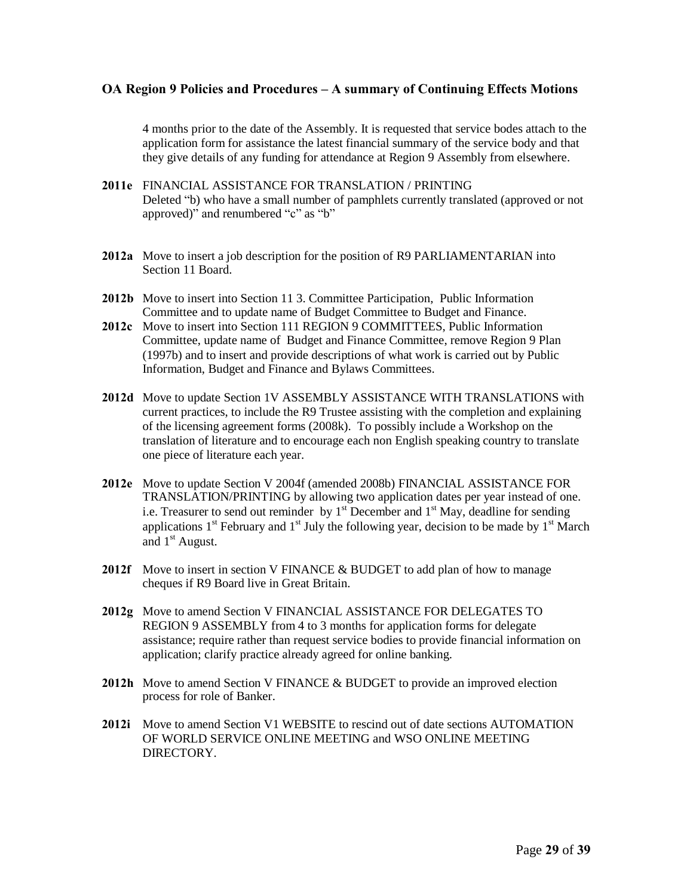4 months prior to the date of the Assembly. It is requested that service bodes attach to the application form for assistance the latest financial summary of the service body and that they give details of any funding for attendance at Region 9 Assembly from elsewhere.

**2011e** FINANCIAL ASSISTANCE FOR TRANSLATION / PRINTING
Deleted "b) who have a small number of pamphlets currently translated (approved or not approved)" and renumbered "c" as "b"

**2012a** Move to insert a job description for the position of R9 PARLIAMENTARIAN into Section 11 Board.

**2012b** Move to insert into Section 11 3. Committee Participation, Public Information Committee and to update name of Budget Committee to Budget and Finance.

**2012c** Move to insert into Section 111 REGION 9 COMMITTEES, Public Information Committee, update name of Budget and Finance Committee, remove Region 9 Plan (1997b) and to insert and provide descriptions of what work is carried out by Public Information, Budget and Finance and Bylaws Committees.

**2012d** Move to update Section 1V ASSEMBLY ASSISTANCE WITH TRANSLATIONS with current practices, to include the R9 Trustee assisting with the completion and explaining of the licensing agreement forms (2008k). To possibly include a Workshop on the translation of literature and to encourage each non English speaking country to translate one piece of literature each year.

**2012e** Move to update Section V 2004f (amended 2008b) FINANCIAL ASSISTANCE FOR TRANSLATION/PRINTING by allowing two application dates per year instead of one. i.e. Treasurer to send out reminder by 1st December and 1st May, deadline for sending applications 1st February and 1st July the following year, decision to be made by 1st March and 1st August.

**2012f** Move to insert in section V FINANCE & BUDGET to add plan of how to manage cheques if R9 Board live in Great Britain.

**2012g** Move to amend Section V FINANCIAL ASSISTANCE FOR DELEGATES TO REGION 9 ASSEMBLY from 4 to 3 months for application forms for delegate assistance; require rather than request service bodies to provide financial information on application; clarify practice already agreed for online banking.

**2012h** Move to amend Section V FINANCE & BUDGET to provide an improved election process for role of Banker.

**2012i** Move to amend Section V1 WEBSITE to rescind out of date sections AUTOMATION OF WORLD SERVICE ONLINE MEETING and WSO ONLINE MEETING DIRECTORY.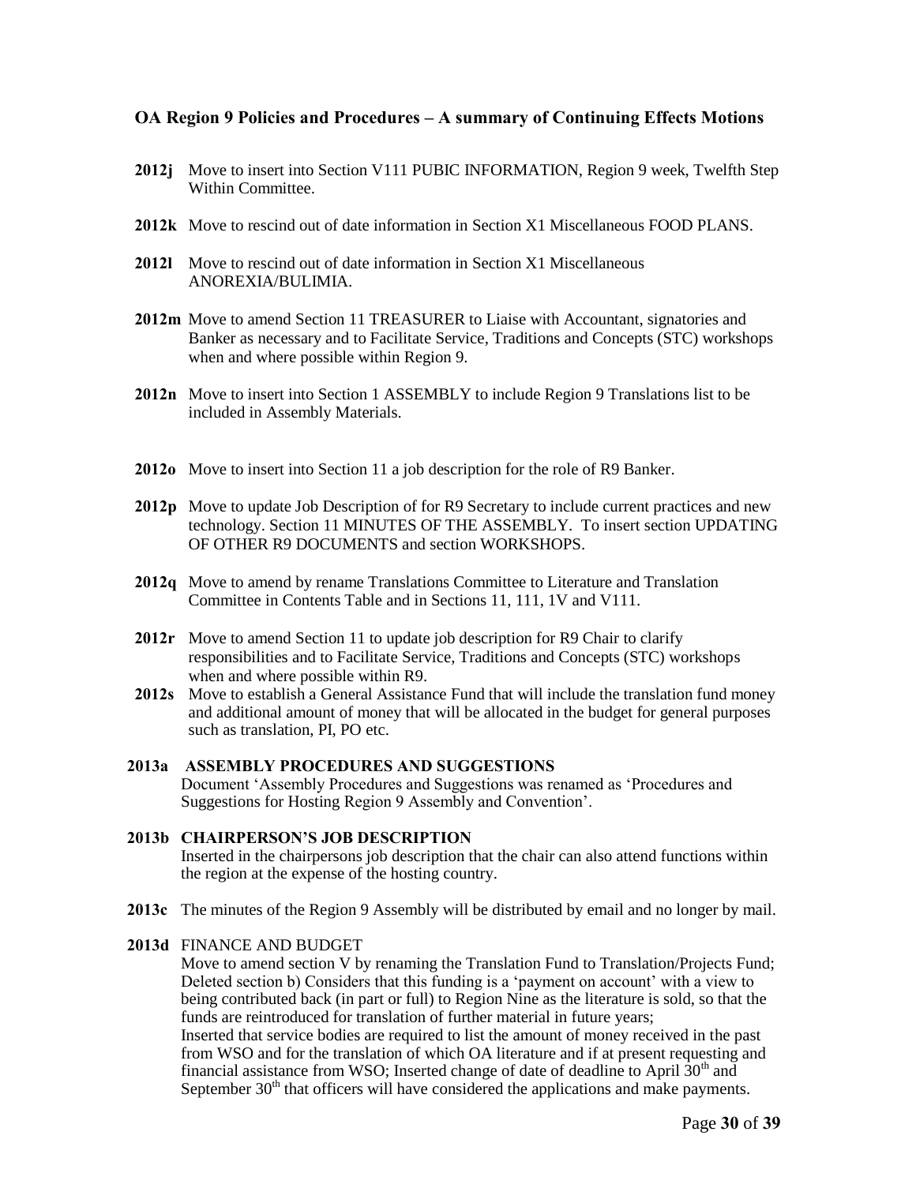### OA Region 9 Policies and Procedures – A summary of Continuing Effects Motions

**2012j** Move to insert into Section V111 PUBIC INFORMATION, Region 9 week, Twelfth Step Within Committee.

**2012k** Move to rescind out of date information in Section X1 Miscellaneous FOOD PLANS.

**2012l** Move to rescind out of date information in Section X1 Miscellaneous ANOREXIA/BULIMIA.

**2012m** Move to amend Section 11 TREASURER to Liaise with Accountant, signatories and Banker as necessary and to Facilitate Service, Traditions and Concepts (STC) workshops when and where possible within Region 9.

**2012n** Move to insert into Section 1 ASSEMBLY to include Region 9 Translations list to be included in Assembly Materials.

**2012o** Move to insert into Section 11 a job description for the role of R9 Banker.

**2012p** Move to update Job Description of for R9 Secretary to include current practices and new technology. Section 11 MINUTES OF THE ASSEMBLY. To insert section UPDATING OF OTHER R9 DOCUMENTS and section WORKSHOPS.

**2012q** Move to amend by rename Translations Committee to Literature and Translation Committee in Contents Table and in Sections 11, 111, 1V and V111.

**2012r** Move to amend Section 11 to update job description for R9 Chair to clarify responsibilities and to Facilitate Service, Traditions and Concepts (STC) workshops when and where possible within R9.

**2012s** Move to establish a General Assistance Fund that will include the translation fund money and additional amount of money that will be allocated in the budget for general purposes such as translation, PI, PO etc.

**2013a ASSEMBLY PROCEDURES AND SUGGESTIONS**
Document 'Assembly Procedures and Suggestions was renamed as 'Procedures and Suggestions for Hosting Region 9 Assembly and Convention'.

**2013b CHAIRPERSON'S JOB DESCRIPTION**
Inserted in the chairpersons job description that the chair can also attend functions within the region at the expense of the hosting country.

**2013c** The minutes of the Region 9 Assembly will be distributed by email and no longer by mail.

**2013d** FINANCE AND BUDGET
Move to amend section V by renaming the Translation Fund to Translation/Projects Fund; Deleted section b) Considers that this funding is a 'payment on account' with a view to being contributed back (in part or full) to Region Nine as the literature is sold, so that the funds are reintroduced for translation of further material in future years;
Inserted that service bodies are required to list the amount of money received in the past from WSO and for the translation of which OA literature and if at present requesting and financial assistance from WSO; Inserted change of date of deadline to April 30th and September 30th that officers will have considered the applications and make payments.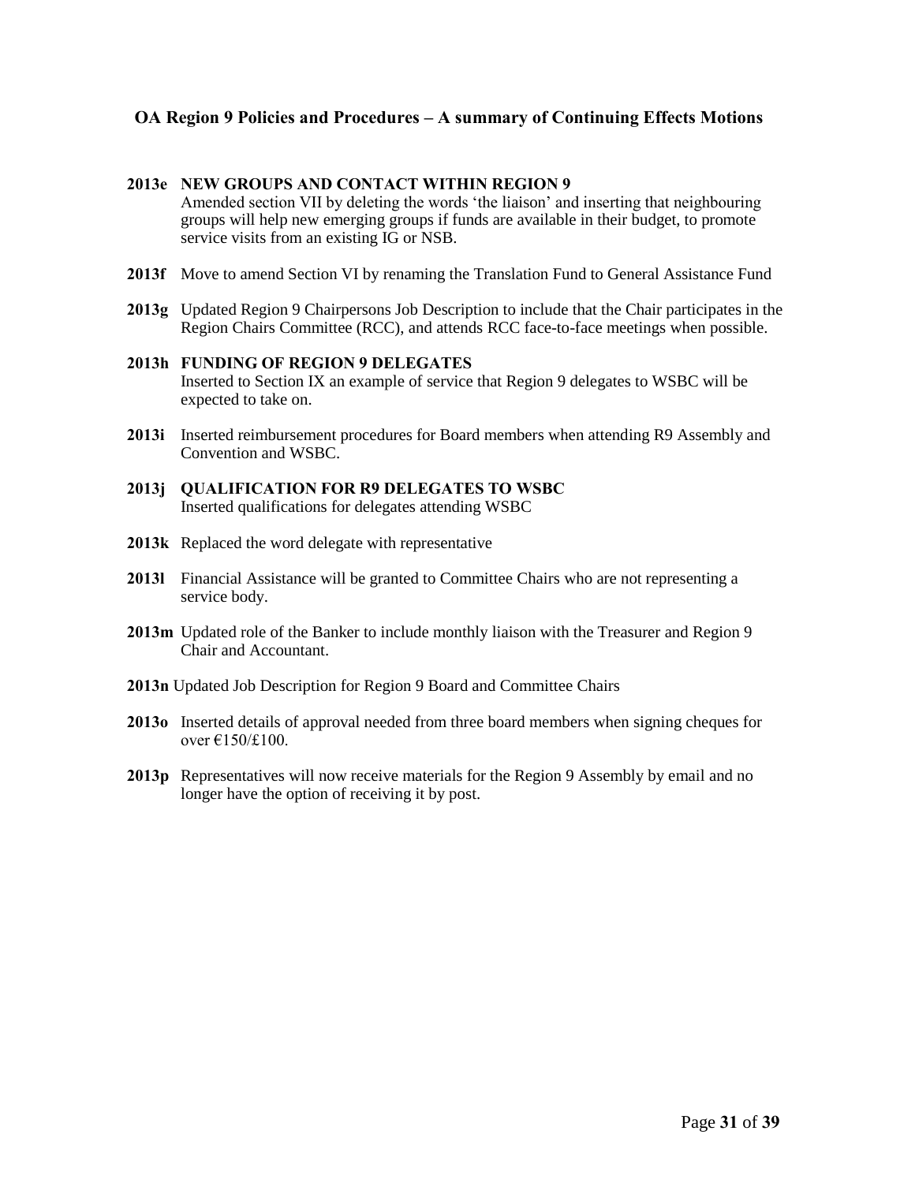## OA Region 9 Policies and Procedures – A summary of Continuing Effects Motions

**2013e NEW GROUPS AND CONTACT WITHIN REGION 9**
Amended section VII by deleting the words 'the liaison' and inserting that neighbouring groups will help new emerging groups if funds are available in their budget, to promote service visits from an existing IG or NSB.

**2013f** Move to amend Section VI by renaming the Translation Fund to General Assistance Fund

**2013g** Updated Region 9 Chairpersons Job Description to include that the Chair participates in the Region Chairs Committee (RCC), and attends RCC face-to-face meetings when possible.

**2013h FUNDING OF REGION 9 DELEGATES**
Inserted to Section IX an example of service that Region 9 delegates to WSBC will be expected to take on.

**2013i** Inserted reimbursement procedures for Board members when attending R9 Assembly and Convention and WSBC.

**2013j QUALIFICATION FOR R9 DELEGATES TO WSBC**
Inserted qualifications for delegates attending WSBC

**2013k** Replaced the word delegate with representative

**2013l** Financial Assistance will be granted to Committee Chairs who are not representing a service body.

**2013m** Updated role of the Banker to include monthly liaison with the Treasurer and Region 9 Chair and Accountant.

**2013n** Updated Job Description for Region 9 Board and Committee Chairs

**2013o** Inserted details of approval needed from three board members when signing cheques for over €150/£100.

**2013p** Representatives will now receive materials for the Region 9 Assembly by email and no longer have the option of receiving it by post.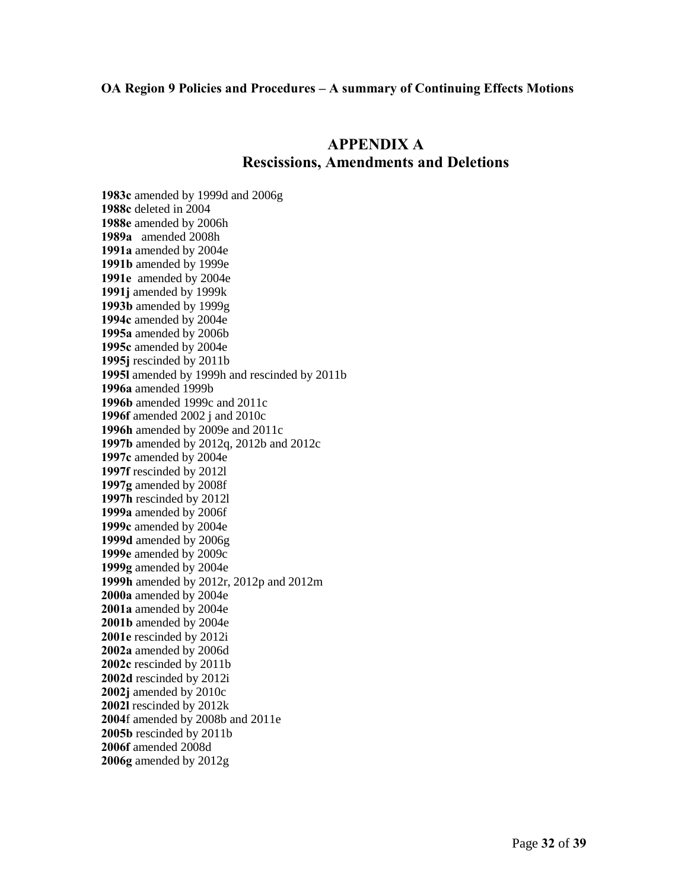**OA Region 9 Policies and Procedures – A summary of Continuing Effects Motions**

# APPENDIX A
## Rescissions, Amendments and Deletions

**1983c** amended by 1999d and 2006g  
**1988c** deleted in 2004  
**1988e** amended by 2006h  
**1989a** amended 2008h  
**1991a** amended by 2004e  
**1991b** amended by 1999e  
**1991e** amended by 2004e  
**1991j** amended by 1999k  
**1993b** amended by 1999g  
**1994c** amended by 2004e  
**1995a** amended by 2006b  
**1995c** amended by 2004e  
**1995j** rescinded by 2011b  
**1995l** amended by 1999h and rescinded by 2011b  
**1996a** amended 1999b  
**1996b** amended 1999c and 2011c  
**1996f** amended 2002 j and 2010c  
**1996h** amended by 2009e and 2011c  
**1997b** amended by 2012q, 2012b and 2012c  
**1997c** amended by 2004e  
**1997f** rescinded by 2012l  
**1997g** amended by 2008f  
**1997h** rescinded by 2012l  
**1999a** amended by 2006f  
**1999c** amended by 2004e  
**1999d** amended by 2006g  
**1999e** amended by 2009c  
**1999g** amended by 2004e  
**1999h** amended by 2012r, 2012p and 2012m  
**2000a** amended by 2004e  
**2001a** amended by 2004e  
**2001b** amended by 2004e  
**2001e** rescinded by 2012i  
**2002a** amended by 2006d  
**2002c** rescinded by 2011b  
**2002d** rescinded by 2012i  
**2002j** amended by 2010c  
**2002l** rescinded by 2012k  
**2004**f amended by 2008b and 2011e  
**2005b** rescinded by 2011b  
**2006f** amended 2008d  
**2006g** amended by 2012g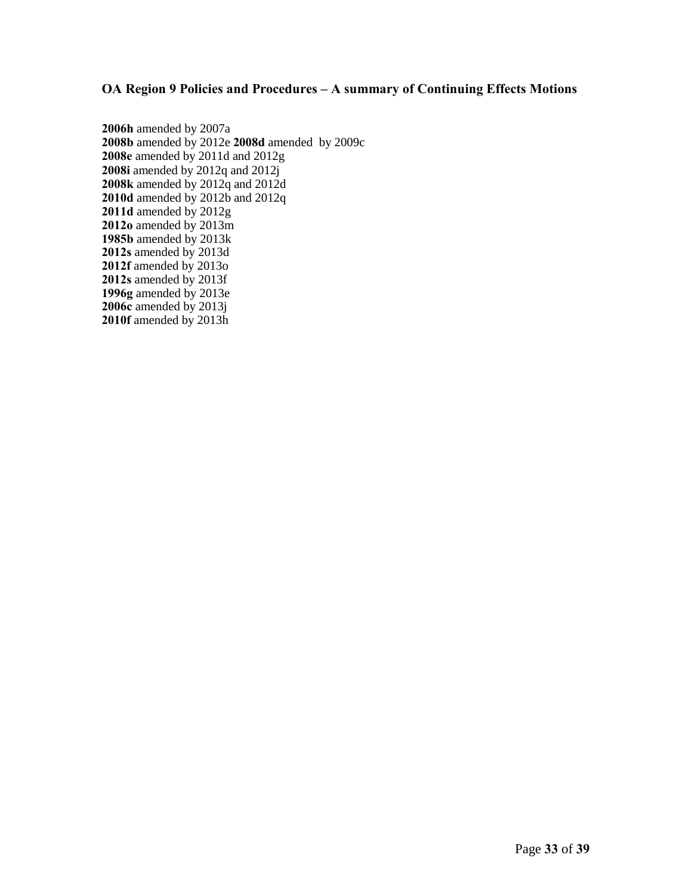### OA Region 9 Policies and Procedures – A summary of Continuing Effects Motions

**2006h** amended by 2007a
**2008b** amended by 2012e **2008d** amended by 2009c
**2008e** amended by 2011d and 2012g
**2008i** amended by 2012q and 2012j
**2008k** amended by 2012q and 2012d
**2010d** amended by 2012b and 2012q
**2011d** amended by 2012g
**2012o** amended by 2013m
**1985b** amended by 2013k
**2012s** amended by 2013d
**2012f** amended by 2013o
**2012s** amended by 2013f
**1996g** amended by 2013e
**2006c** amended by 2013j
**2010f** amended by 2013h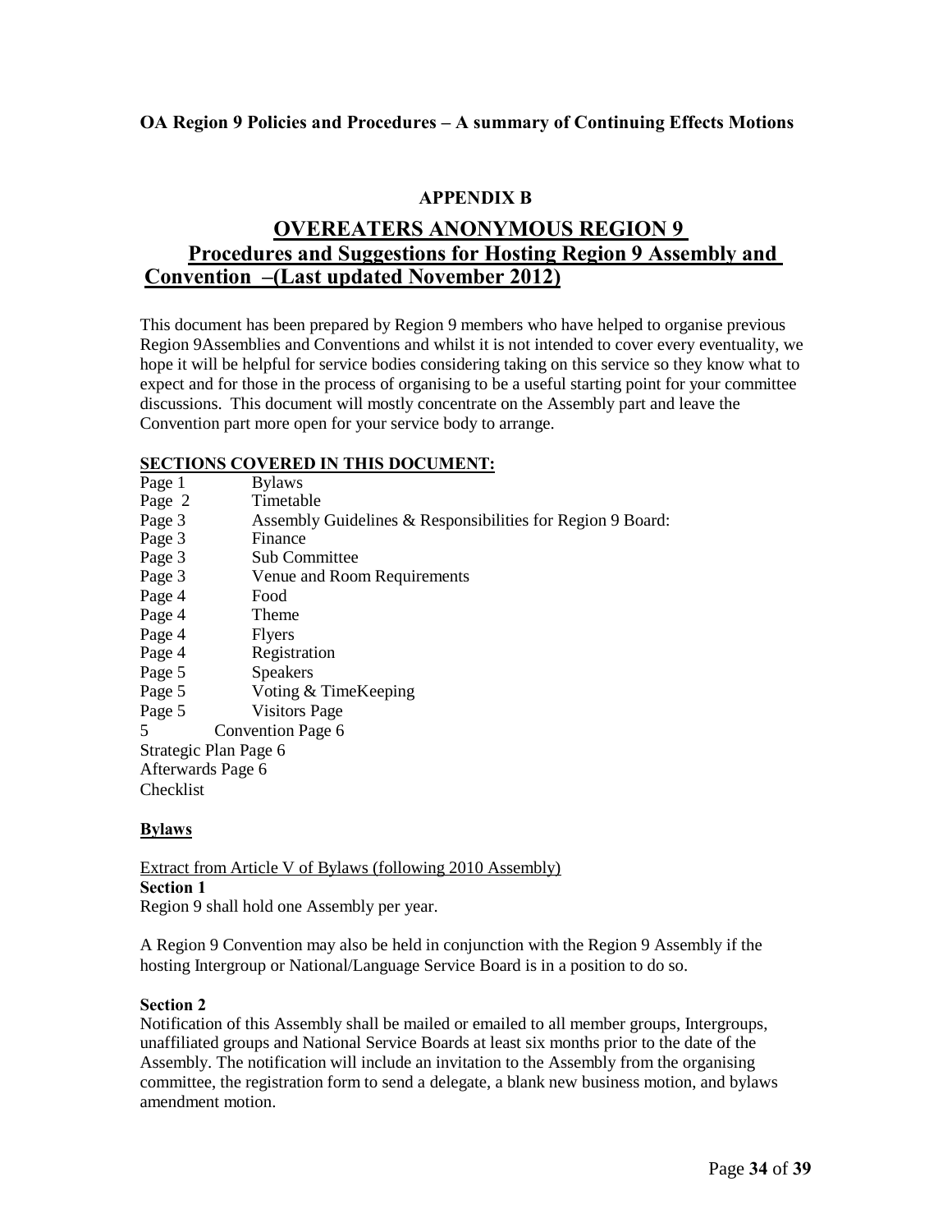**OA Region 9 Policies and Procedures – A summary of Continuing Effects Motions**

## APPENDIX B

## OVEREATERS ANONYMOUS REGION 9

## Procedures and Suggestions for Hosting Region 9 Assembly and Convention –(Last updated November 2012)

This document has been prepared by Region 9 members who have helped to organise previous Region 9Assemblies and Conventions and whilst it is not intended to cover every eventuality, we hope it will be helpful for service bodies considering taking on this service so they know what to expect and for those in the process of organising to be a useful starting point for your committee discussions. This document will mostly concentrate on the Assembly part and leave the Convention part more open for your service body to arrange.

**SECTIONS COVERED IN THIS DOCUMENT:**

Page 1 Bylaws
Page 2 Timetable
Page 3 Assembly Guidelines & Responsibilities for Region 9 Board:
Page 3 Finance
Page 3 Sub Committee
Page 3 Venue and Room Requirements
Page 4 Food
Page 4 Theme
Page 4 Flyers
Page 4 Registration
Page 5 Speakers
Page 5 Voting & TimeKeeping
Page 5 Visitors Page
5 Convention Page 6
Strategic Plan Page 6
Afterwards Page 6
Checklist

### Bylaws

Extract from Article V of Bylaws (following 2010 Assembly)

**Section 1**

Region 9 shall hold one Assembly per year.

A Region 9 Convention may also be held in conjunction with the Region 9 Assembly if the hosting Intergroup or National/Language Service Board is in a position to do so.

**Section 2**

Notification of this Assembly shall be mailed or emailed to all member groups, Intergroups, unaffiliated groups and National Service Boards at least six months prior to the date of the Assembly. The notification will include an invitation to the Assembly from the organising committee, the registration form to send a delegate, a blank new business motion, and bylaws amendment motion.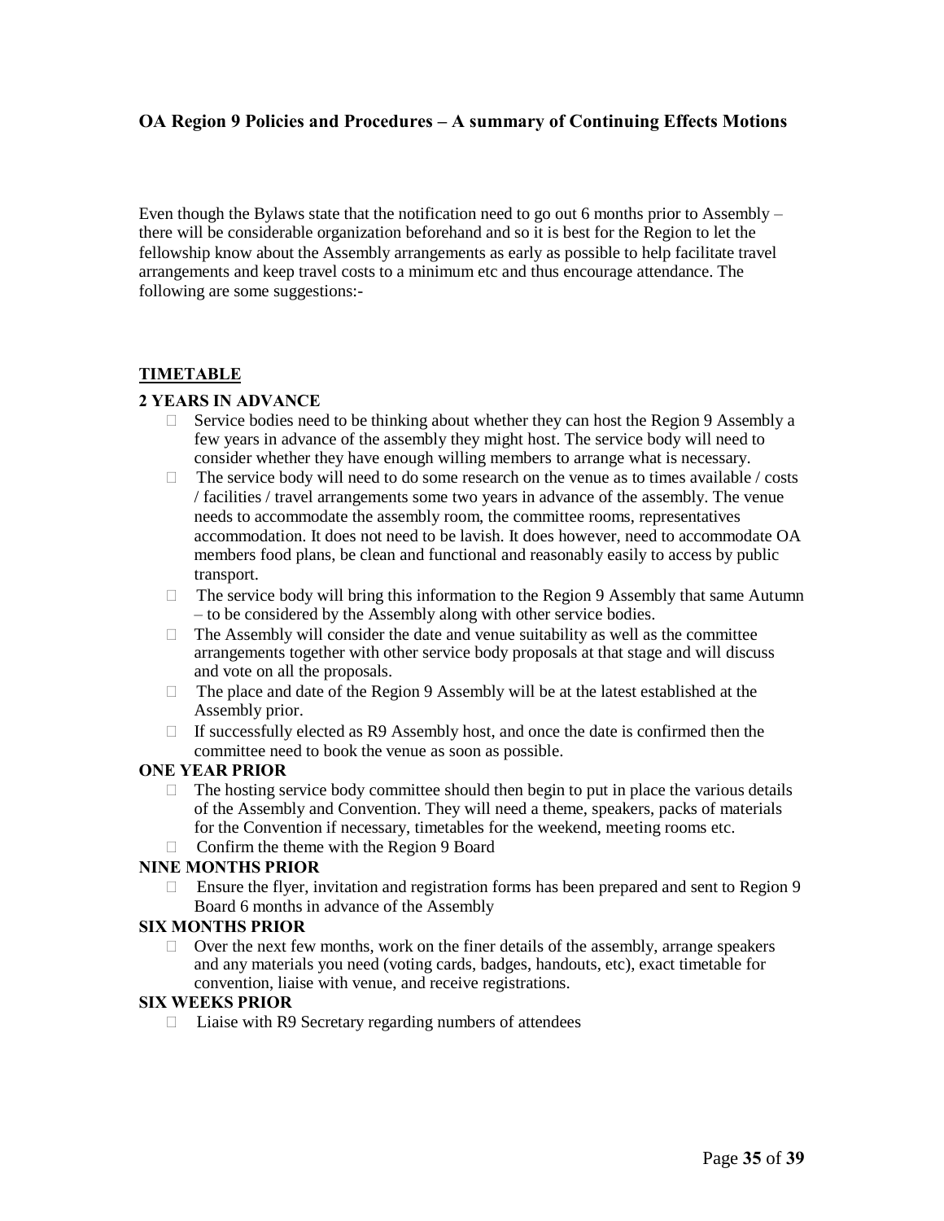### OA Region 9 Policies and Procedures – A summary of Continuing Effects Motions

Even though the Bylaws state that the notification need to go out 6 months prior to Assembly – there will be considerable organization beforehand and so it is best for the Region to let the fellowship know about the Assembly arrangements as early as possible to help facilitate travel arrangements and keep travel costs to a minimum etc and thus encourage attendance. The following are some suggestions:-

**TIMETABLE**

**2 YEARS IN ADVANCE**

- Service bodies need to be thinking about whether they can host the Region 9 Assembly a few years in advance of the assembly they might host. The service body will need to consider whether they have enough willing members to arrange what is necessary.
- The service body will need to do some research on the venue as to times available / costs / facilities / travel arrangements some two years in advance of the assembly. The venue needs to accommodate the assembly room, the committee rooms, representatives accommodation. It does not need to be lavish. It does however, need to accommodate OA members food plans, be clean and functional and reasonably easily to access by public transport.
- The service body will bring this information to the Region 9 Assembly that same Autumn – to be considered by the Assembly along with other service bodies.
- The Assembly will consider the date and venue suitability as well as the committee arrangements together with other service body proposals at that stage and will discuss and vote on all the proposals.
- The place and date of the Region 9 Assembly will be at the latest established at the Assembly prior.
- If successfully elected as R9 Assembly host, and once the date is confirmed then the committee need to book the venue as soon as possible.

**ONE YEAR PRIOR**

- The hosting service body committee should then begin to put in place the various details of the Assembly and Convention. They will need a theme, speakers, packs of materials for the Convention if necessary, timetables for the weekend, meeting rooms etc.
- Confirm the theme with the Region 9 Board

**NINE MONTHS PRIOR**

- Ensure the flyer, invitation and registration forms has been prepared and sent to Region 9 Board 6 months in advance of the Assembly

**SIX MONTHS PRIOR**

- Over the next few months, work on the finer details of the assembly, arrange speakers and any materials you need (voting cards, badges, handouts, etc), exact timetable for convention, liaise with venue, and receive registrations.

**SIX WEEKS PRIOR**

- Liaise with R9 Secretary regarding numbers of attendees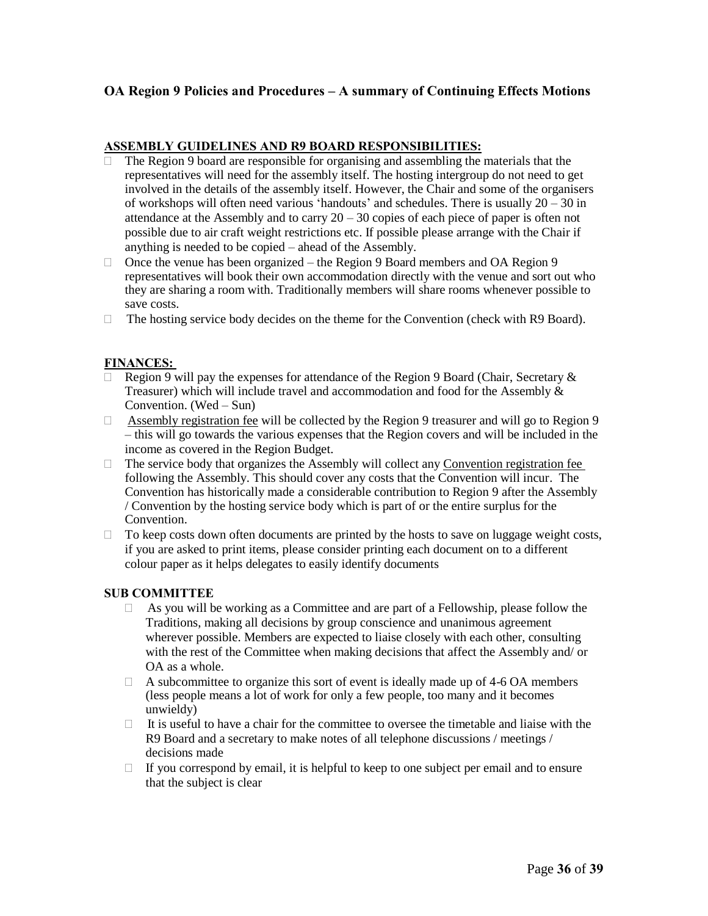## OA Region 9 Policies and Procedures – A summary of Continuing Effects Motions

### ASSEMBLY GUIDELINES AND R9 BOARD RESPONSIBILITIES:

- The Region 9 board are responsible for organising and assembling the materials that the representatives will need for the assembly itself. The hosting intergroup do not need to get involved in the details of the assembly itself. However, the Chair and some of the organisers of workshops will often need various 'handouts' and schedules. There is usually 20 – 30 in attendance at the Assembly and to carry 20 – 30 copies of each piece of paper is often not possible due to air craft weight restrictions etc. If possible please arrange with the Chair if anything is needed to be copied – ahead of the Assembly.
- Once the venue has been organized – the Region 9 Board members and OA Region 9 representatives will book their own accommodation directly with the venue and sort out who they are sharing a room with. Traditionally members will share rooms whenever possible to save costs.
- The hosting service body decides on the theme for the Convention (check with R9 Board).

### FINANCES:

- Region 9 will pay the expenses for attendance of the Region 9 Board (Chair, Secretary & Treasurer) which will include travel and accommodation and food for the Assembly & Convention. (Wed – Sun)
- Assembly registration fee will be collected by the Region 9 treasurer and will go to Region 9 – this will go towards the various expenses that the Region covers and will be included in the income as covered in the Region Budget.
- The service body that organizes the Assembly will collect any Convention registration fee following the Assembly. This should cover any costs that the Convention will incur. The Convention has historically made a considerable contribution to Region 9 after the Assembly / Convention by the hosting service body which is part of or the entire surplus for the Convention.
- To keep costs down often documents are printed by the hosts to save on luggage weight costs, if you are asked to print items, please consider printing each document on to a different colour paper as it helps delegates to easily identify documents

### SUB COMMITTEE

- As you will be working as a Committee and are part of a Fellowship, please follow the Traditions, making all decisions by group conscience and unanimous agreement wherever possible. Members are expected to liaise closely with each other, consulting with the rest of the Committee when making decisions that affect the Assembly and/ or OA as a whole.
- A subcommittee to organize this sort of event is ideally made up of 4-6 OA members (less people means a lot of work for only a few people, too many and it becomes unwieldy)
- It is useful to have a chair for the committee to oversee the timetable and liaise with the R9 Board and a secretary to make notes of all telephone discussions / meetings / decisions made
- If you correspond by email, it is helpful to keep to one subject per email and to ensure that the subject is clear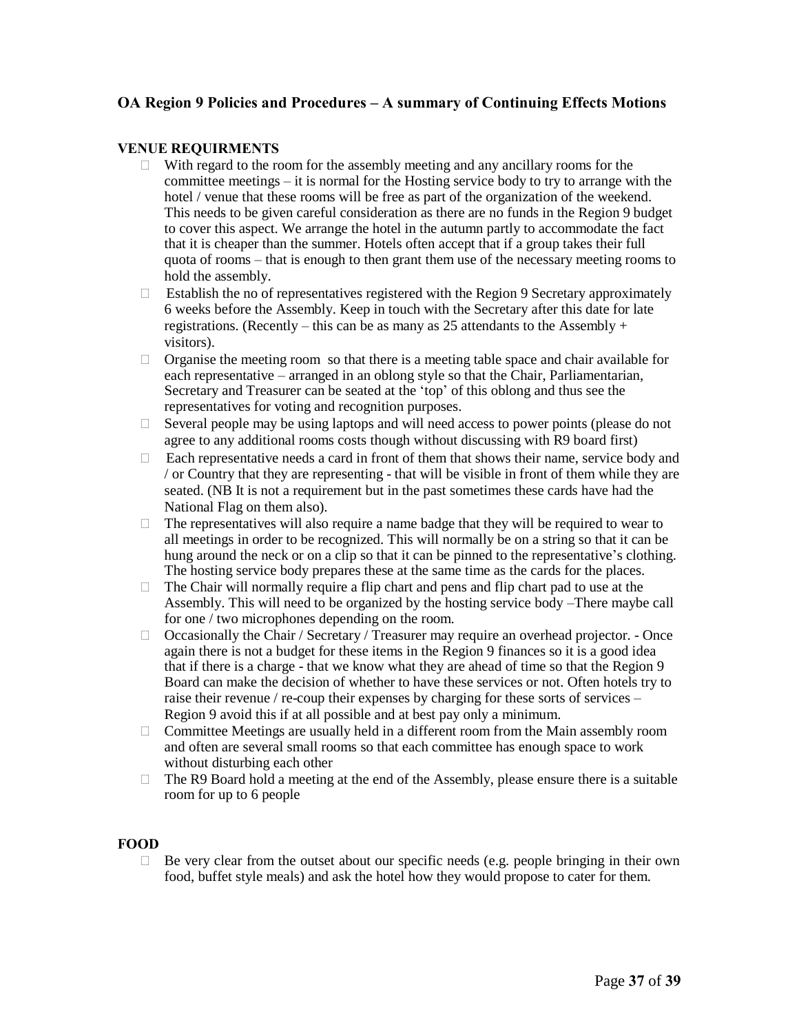## OA Region 9 Policies and Procedures – A summary of Continuing Effects Motions

### VENUE REQUIRMENTS

- With regard to the room for the assembly meeting and any ancillary rooms for the committee meetings – it is normal for the Hosting service body to try to arrange with the hotel / venue that these rooms will be free as part of the organization of the weekend. This needs to be given careful consideration as there are no funds in the Region 9 budget to cover this aspect. We arrange the hotel in the autumn partly to accommodate the fact that it is cheaper than the summer. Hotels often accept that if a group takes their full quota of rooms – that is enough to then grant them use of the necessary meeting rooms to hold the assembly.
- Establish the no of representatives registered with the Region 9 Secretary approximately 6 weeks before the Assembly. Keep in touch with the Secretary after this date for late registrations. (Recently – this can be as many as 25 attendants to the Assembly + visitors).
- Organise the meeting room so that there is a meeting table space and chair available for each representative – arranged in an oblong style so that the Chair, Parliamentarian, Secretary and Treasurer can be seated at the 'top' of this oblong and thus see the representatives for voting and recognition purposes.
- Several people may be using laptops and will need access to power points (please do not agree to any additional rooms costs though without discussing with R9 board first)
- Each representative needs a card in front of them that shows their name, service body and / or Country that they are representing - that will be visible in front of them while they are seated. (NB It is not a requirement but in the past sometimes these cards have had the National Flag on them also).
- The representatives will also require a name badge that they will be required to wear to all meetings in order to be recognized. This will normally be on a string so that it can be hung around the neck or on a clip so that it can be pinned to the representative's clothing. The hosting service body prepares these at the same time as the cards for the places.
- The Chair will normally require a flip chart and pens and flip chart pad to use at the Assembly. This will need to be organized by the hosting service body –There maybe call for one / two microphones depending on the room.
- Occasionally the Chair / Secretary / Treasurer may require an overhead projector. - Once again there is not a budget for these items in the Region 9 finances so it is a good idea that if there is a charge - that we know what they are ahead of time so that the Region 9 Board can make the decision of whether to have these services or not. Often hotels try to raise their revenue / re-coup their expenses by charging for these sorts of services – Region 9 avoid this if at all possible and at best pay only a minimum.
- Committee Meetings are usually held in a different room from the Main assembly room and often are several small rooms so that each committee has enough space to work without disturbing each other
- The R9 Board hold a meeting at the end of the Assembly, please ensure there is a suitable room for up to 6 people

### FOOD

- Be very clear from the outset about our specific needs (e.g. people bringing in their own food, buffet style meals) and ask the hotel how they would propose to cater for them.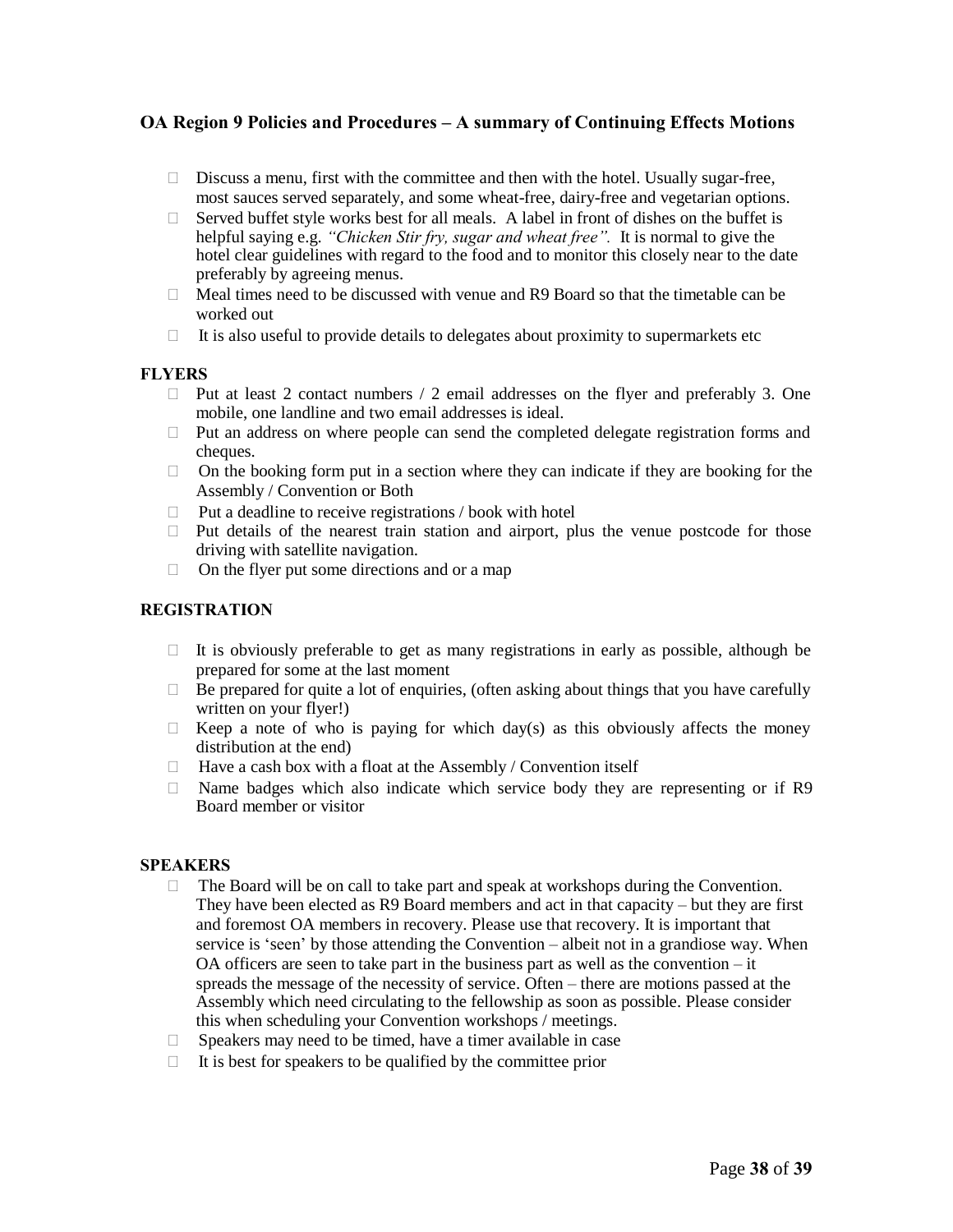## OA Region 9 Policies and Procedures – A summary of Continuing Effects Motions

- Discuss a menu, first with the committee and then with the hotel. Usually sugar-free, most sauces served separately, and some wheat-free, dairy-free and vegetarian options.
- Served buffet style works best for all meals. A label in front of dishes on the buffet is helpful saying e.g. *"Chicken Stir fry, sugar and wheat free".* It is normal to give the hotel clear guidelines with regard to the food and to monitor this closely near to the date preferably by agreeing menus.
- Meal times need to be discussed with venue and R9 Board so that the timetable can be worked out
- It is also useful to provide details to delegates about proximity to supermarkets etc

### FLYERS

- Put at least 2 contact numbers / 2 email addresses on the flyer and preferably 3. One mobile, one landline and two email addresses is ideal.
- Put an address on where people can send the completed delegate registration forms and cheques.
- On the booking form put in a section where they can indicate if they are booking for the Assembly / Convention or Both
- Put a deadline to receive registrations / book with hotel
- Put details of the nearest train station and airport, plus the venue postcode for those driving with satellite navigation.
- On the flyer put some directions and or a map

### REGISTRATION

- It is obviously preferable to get as many registrations in early as possible, although be prepared for some at the last moment
- Be prepared for quite a lot of enquiries, (often asking about things that you have carefully written on your flyer!)
- Keep a note of who is paying for which day(s) as this obviously affects the money distribution at the end)
- Have a cash box with a float at the Assembly / Convention itself
- Name badges which also indicate which service body they are representing or if R9 Board member or visitor

### SPEAKERS

- The Board will be on call to take part and speak at workshops during the Convention. They have been elected as R9 Board members and act in that capacity – but they are first and foremost OA members in recovery. Please use that recovery. It is important that service is 'seen' by those attending the Convention – albeit not in a grandiose way. When OA officers are seen to take part in the business part as well as the convention – it spreads the message of the necessity of service. Often – there are motions passed at the Assembly which need circulating to the fellowship as soon as possible. Please consider this when scheduling your Convention workshops / meetings.
- Speakers may need to be timed, have a timer available in case
- It is best for speakers to be qualified by the committee prior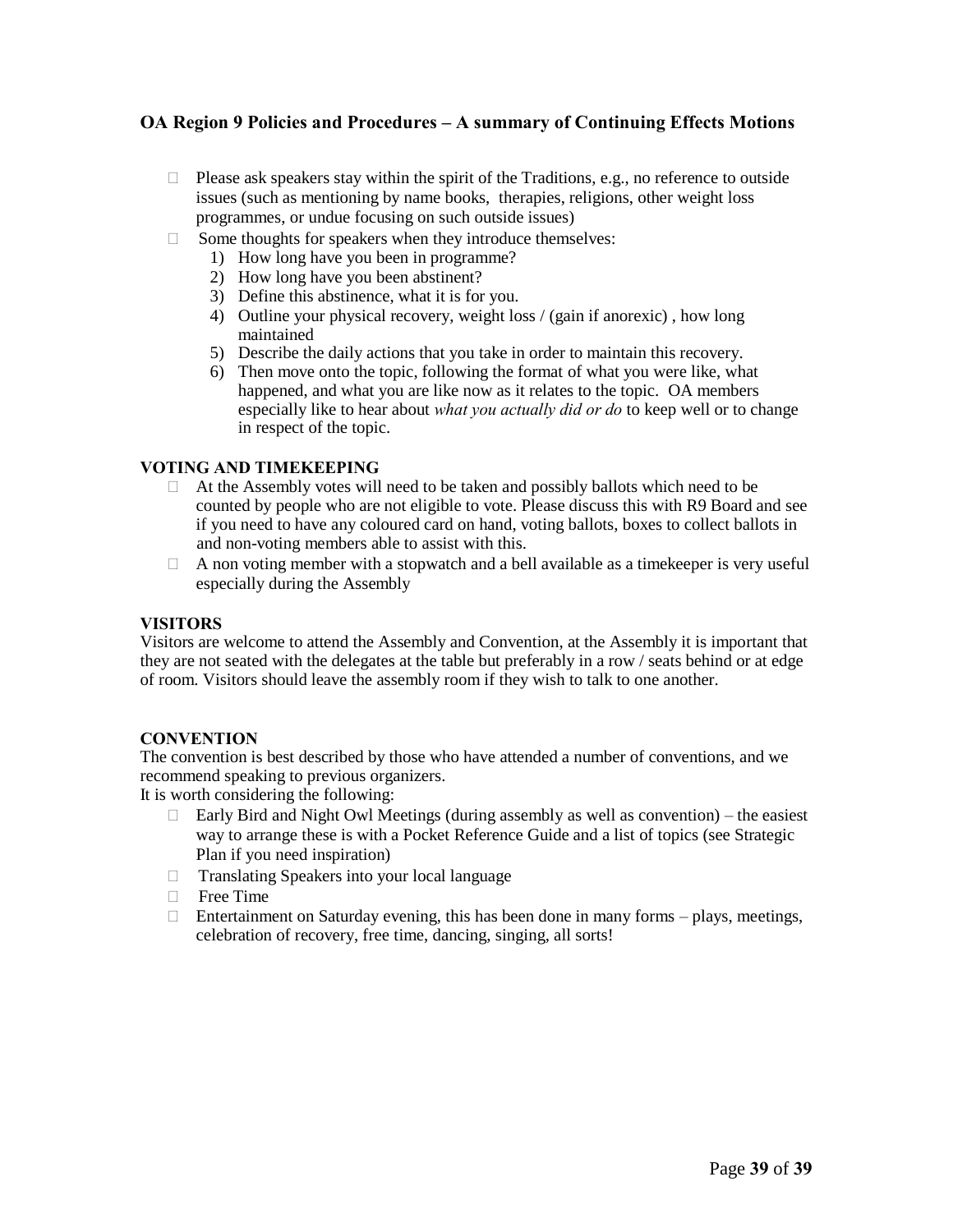## OA Region 9 Policies and Procedures – A summary of Continuing Effects Motions

- Please ask speakers stay within the spirit of the Traditions, e.g., no reference to outside issues (such as mentioning by name books, therapies, religions, other weight loss programmes, or undue focusing on such outside issues)
- Some thoughts for speakers when they introduce themselves:
  1) How long have you been in programme?
  2) How long have you been abstinent?
  3) Define this abstinence, what it is for you.
  4) Outline your physical recovery, weight loss / (gain if anorexic) , how long maintained
  5) Describe the daily actions that you take in order to maintain this recovery.
  6) Then move onto the topic, following the format of what you were like, what happened, and what you are like now as it relates to the topic. OA members especially like to hear about *what you actually did or do* to keep well or to change in respect of the topic.

### VOTING AND TIMEKEEPING

- At the Assembly votes will need to be taken and possibly ballots which need to be counted by people who are not eligible to vote. Please discuss this with R9 Board and see if you need to have any coloured card on hand, voting ballots, boxes to collect ballots in and non-voting members able to assist with this.
- A non voting member with a stopwatch and a bell available as a timekeeper is very useful especially during the Assembly

### VISITORS

Visitors are welcome to attend the Assembly and Convention, at the Assembly it is important that they are not seated with the delegates at the table but preferably in a row / seats behind or at edge of room. Visitors should leave the assembly room if they wish to talk to one another.

### CONVENTION

The convention is best described by those who have attended a number of conventions, and we recommend speaking to previous organizers.

It is worth considering the following:

- Early Bird and Night Owl Meetings (during assembly as well as convention) – the easiest way to arrange these is with a Pocket Reference Guide and a list of topics (see Strategic Plan if you need inspiration)
- Translating Speakers into your local language
- Free Time
- Entertainment on Saturday evening, this has been done in many forms – plays, meetings, celebration of recovery, free time, dancing, singing, all sorts!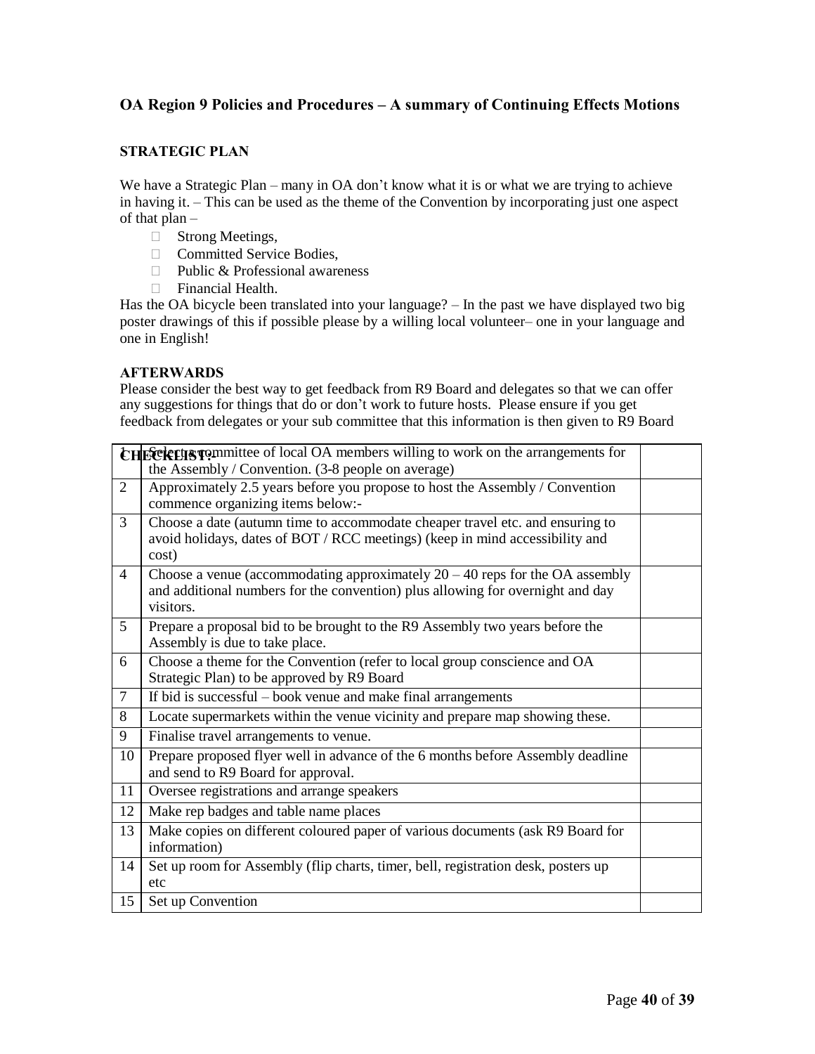### OA Region 9 Policies and Procedures – A summary of Continuing Effects Motions

#### STRATEGIC PLAN

We have a Strategic Plan – many in OA don't know what it is or what we are trying to achieve in having it. – This can be used as the theme of the Convention by incorporating just one aspect of that plan –

- Strong Meetings,
- Committed Service Bodies,
- Public & Professional awareness
- Financial Health.

Has the OA bicycle been translated into your language? – In the past we have displayed two big poster drawings of this if possible please by a willing local volunteer– one in your language and one in English!

#### AFTERWARDS

Please consider the best way to get feedback from R9 Board and delegates so that we can offer any suggestions for things that do or don't work to future hosts. Please ensure if you get feedback from delegates or your sub committee that this information is then given to R9 Board

**CHECKLIST:**

| | | |
|---|---|---|
| 1 | Select a committee of local OA members willing to work on the arrangements for the Assembly / Convention. (3-8 people on average) | |
| 2 | Approximately 2.5 years before you propose to host the Assembly / Convention commence organizing items below:- | |
| 3 | Choose a date (autumn time to accommodate cheaper travel etc. and ensuring to avoid holidays, dates of BOT / RCC meetings) (keep in mind accessibility and cost) | |
| 4 | Choose a venue (accommodating approximately 20 – 40 reps for the OA assembly and additional numbers for the convention) plus allowing for overnight and day visitors. | |
| 5 | Prepare a proposal bid to be brought to the R9 Assembly two years before the Assembly is due to take place. | |
| 6 | Choose a theme for the Convention (refer to local group conscience and OA Strategic Plan) to be approved by R9 Board | |
| 7 | If bid is successful – book venue and make final arrangements | |
| 8 | Locate supermarkets within the venue vicinity and prepare map showing these. | |
| 9 | Finalise travel arrangements to venue. | |
| 10 | Prepare proposed flyer well in advance of the 6 months before Assembly deadline and send to R9 Board for approval. | |
| 11 | Oversee registrations and arrange speakers | |
| 12 | Make rep badges and table name places | |
| 13 | Make copies on different coloured paper of various documents (ask R9 Board for information) | |
| 14 | Set up room for Assembly (flip charts, timer, bell, registration desk, posters up etc | |
| 15 | Set up Convention | |